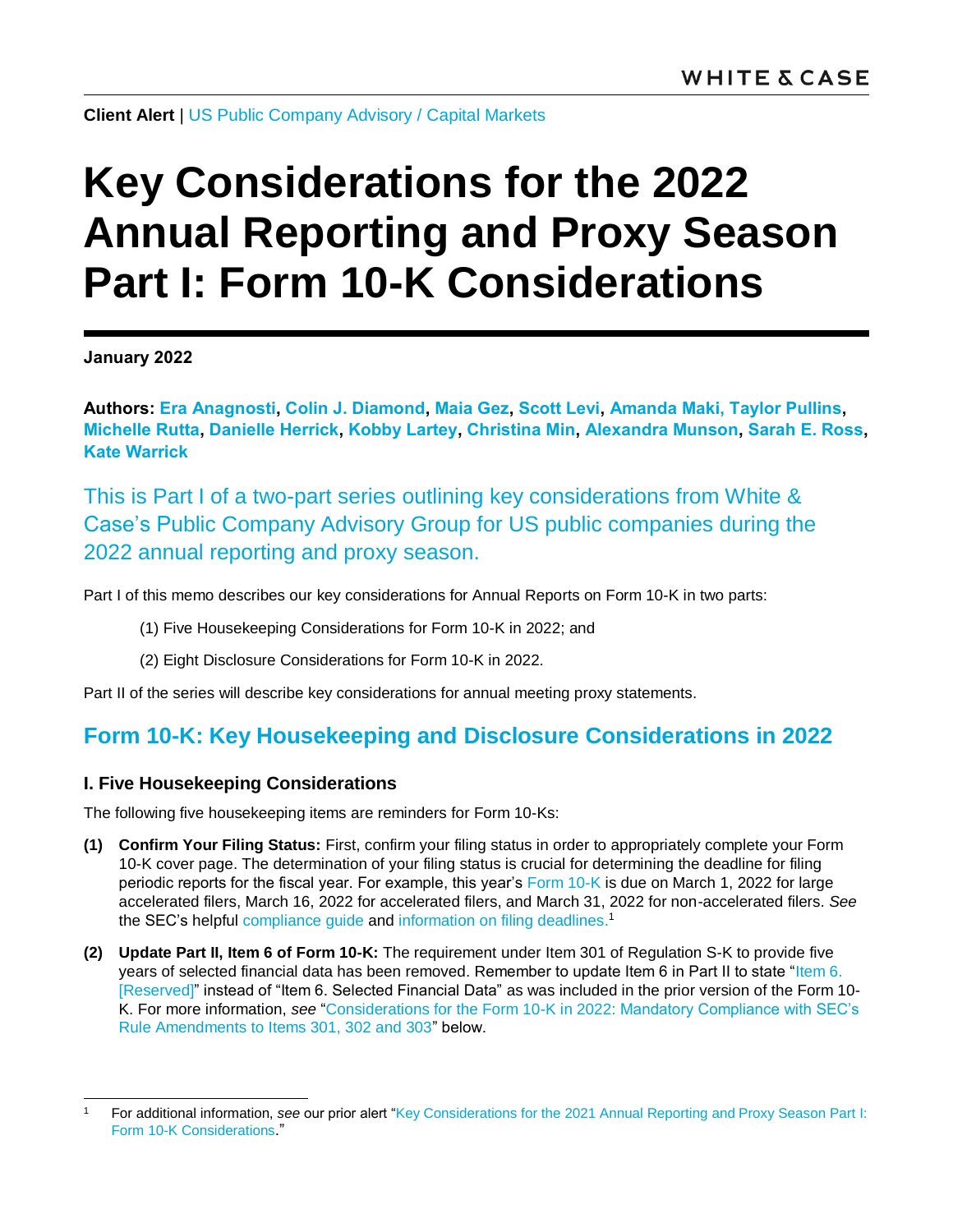**Client Alert** | US Public Company Advisory / Capital Markets

# Key Considerations for the 2022 Annual Reporting and Proxy Season Part I: Form 10-K Considerations

**January 2022**

**Authors: Era Anagnosti, Colin J. Diamond, Maia Gez, Scott Levi, Amanda Maki, Taylor Pullins, Michelle Rutta, Danielle Herrick, Kobby Lartey, Christina Min, Alexandra Munson, Sarah E. Ross, Kate Warrick**

This is Part I of a two-part series outlining key considerations from White & Case's Public Company Advisory Group for US public companies during the 2022 annual reporting and proxy season.

Part I of this memo describes our key considerations for Annual Reports on Form 10-K in two parts:

(1) Five Housekeeping Considerations for Form 10-K in 2022; and

(2) Eight Disclosure Considerations for Form 10-K in 2022.

Part II of the series will describe key considerations for annual meeting proxy statements.

## Form 10-K: Key Housekeeping and Disclosure Considerations in 2022

### I. Five Housekeeping Considerations

The following five housekeeping items are reminders for Form 10-Ks:

**(1) Confirm Your Filing Status:** First, confirm your filing status in order to appropriately complete your Form 10-K cover page. The determination of your filing status is crucial for determining the deadline for filing periodic reports for the fiscal year. For example, this year's Form 10-K is due on March 1, 2022 for large accelerated filers, March 16, 2022 for accelerated filers, and March 31, 2022 for non-accelerated filers. *See* the SEC's helpful compliance guide and information on filing deadlines.[1]

**(2) Update Part II, Item 6 of Form 10-K:** The requirement under Item 301 of Regulation S-K to provide five years of selected financial data has been removed. Remember to update Item 6 in Part II to state "Item 6. [Reserved]" instead of "Item 6. Selected Financial Data" as was included in the prior version of the Form 10-K. For more information, *see* "Considerations for the Form 10-K in 2022: Mandatory Compliance with SEC's Rule Amendments to Items 301, 302 and 303" below.

---

[1] For additional information, *see* our prior alert "Key Considerations for the 2021 Annual Reporting and Proxy Season Part I: Form 10-K Considerations."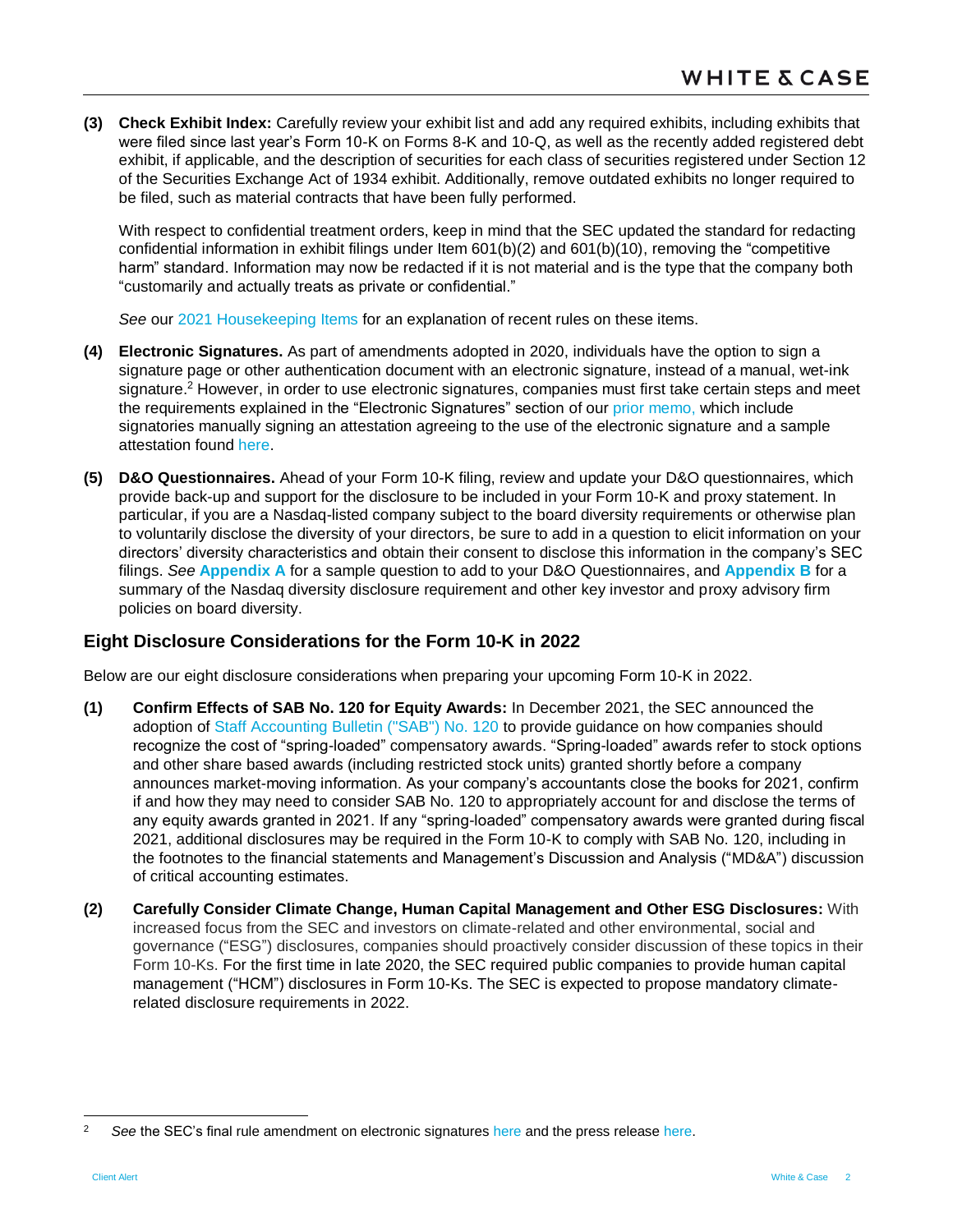**(3) Check Exhibit Index:** Carefully review your exhibit list and add any required exhibits, including exhibits that were filed since last year's Form 10-K on Forms 8-K and 10-Q, as well as the recently added registered debt exhibit, if applicable, and the description of securities for each class of securities registered under Section 12 of the Securities Exchange Act of 1934 exhibit. Additionally, remove outdated exhibits no longer required to be filed, such as material contracts that have been fully performed.

With respect to confidential treatment orders, keep in mind that the SEC updated the standard for redacting confidential information in exhibit filings under Item 601(b)(2) and 601(b)(10), removing the "competitive harm" standard. Information may now be redacted if it is not material and is the type that the company both "customarily and actually treats as private or confidential."

*See* our 2021 Housekeeping Items for an explanation of recent rules on these items.

**(4) Electronic Signatures.** As part of amendments adopted in 2020, individuals have the option to sign a signature page or other authentication document with an electronic signature, instead of a manual, wet-ink signature.[2] However, in order to use electronic signatures, companies must first take certain steps and meet the requirements explained in the "Electronic Signatures" section of our prior memo, which include signatories manually signing an attestation agreeing to the use of the electronic signature and a sample attestation found here.

**(5) D&O Questionnaires.** Ahead of your Form 10-K filing, review and update your D&O questionnaires, which provide back-up and support for the disclosure to be included in your Form 10-K and proxy statement. In particular, if you are a Nasdaq-listed company subject to the board diversity requirements or otherwise plan to voluntarily disclose the diversity of your directors, be sure to add in a question to elicit information on your directors' diversity characteristics and obtain their consent to disclose this information in the company's SEC filings. *See* **Appendix A** for a sample question to add to your D&O Questionnaires, and **Appendix B** for a summary of the Nasdaq diversity disclosure requirement and other key investor and proxy advisory firm policies on board diversity.

## Eight Disclosure Considerations for the Form 10-K in 2022

Below are our eight disclosure considerations when preparing your upcoming Form 10-K in 2022.

**(1) Confirm Effects of SAB No. 120 for Equity Awards:** In December 2021, the SEC announced the adoption of Staff Accounting Bulletin ("SAB") No. 120 to provide guidance on how companies should recognize the cost of "spring-loaded" compensatory awards. "Spring-loaded" awards refer to stock options and other share based awards (including restricted stock units) granted shortly before a company announces market-moving information. As your company's accountants close the books for 2021, confirm if and how they may need to consider SAB No. 120 to appropriately account for and disclose the terms of any equity awards granted in 2021. If any "spring-loaded" compensatory awards were granted during fiscal 2021, additional disclosures may be required in the Form 10-K to comply with SAB No. 120, including in the footnotes to the financial statements and Management's Discussion and Analysis ("MD&A") discussion of critical accounting estimates.

**(2) Carefully Consider Climate Change, Human Capital Management and Other ESG Disclosures:** With increased focus from the SEC and investors on climate-related and other environmental, social and governance ("ESG") disclosures, companies should proactively consider discussion of these topics in their Form 10-Ks. For the first time in late 2020, the SEC required public companies to provide human capital management ("HCM") disclosures in Form 10-Ks. The SEC is expected to propose mandatory climate-related disclosure requirements in 2022.

---

[2] *See* the SEC's final rule amendment on electronic signatures here and the press release here.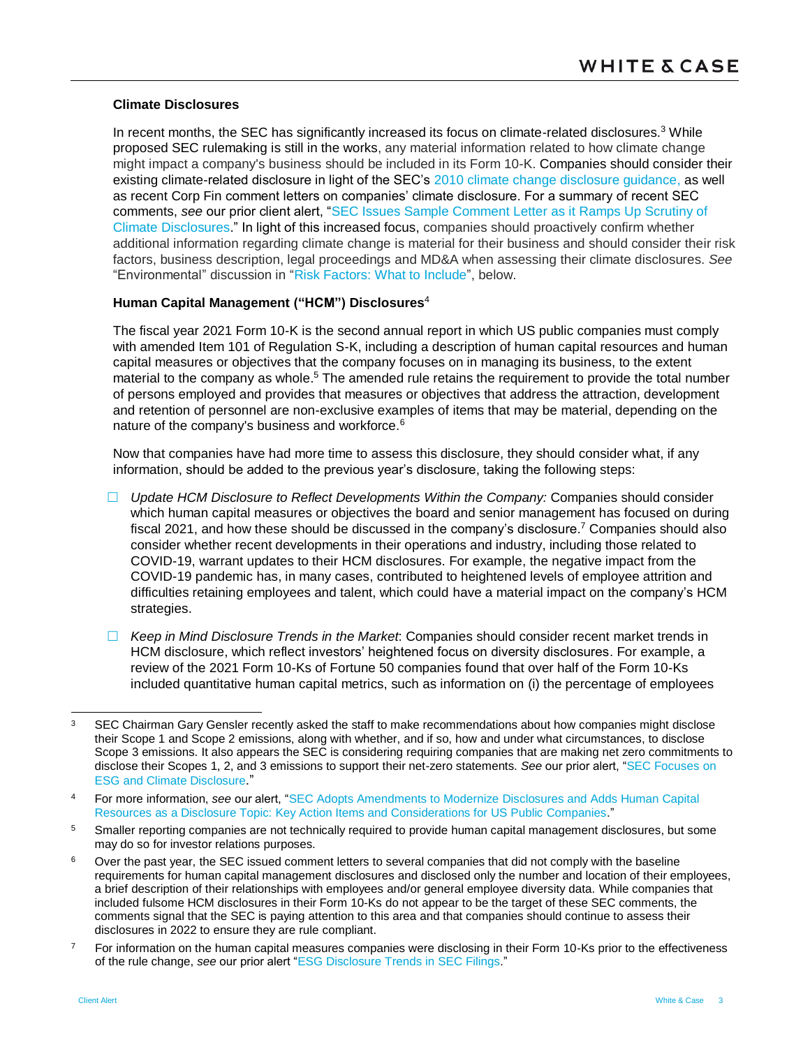**Climate Disclosures**

In recent months, the SEC has significantly increased its focus on climate-related disclosures.[3] While proposed SEC rulemaking is still in the works, any material information related to how climate change might impact a company's business should be included in its Form 10-K. Companies should consider their existing climate-related disclosure in light of the SEC's 2010 climate change disclosure guidance, as well as recent Corp Fin comment letters on companies' climate disclosure. For a summary of recent SEC comments, *see* our prior client alert, "SEC Issues Sample Comment Letter as it Ramps Up Scrutiny of Climate Disclosures." In light of this increased focus, companies should proactively confirm whether additional information regarding climate change is material for their business and should consider their risk factors, business description, legal proceedings and MD&A when assessing their climate disclosures. *See* "Environmental" discussion in "Risk Factors: What to Include", below.

**Human Capital Management ("HCM") Disclosures**[4]

The fiscal year 2021 Form 10-K is the second annual report in which US public companies must comply with amended Item 101 of Regulation S-K, including a description of human capital resources and human capital measures or objectives that the company focuses on in managing its business, to the extent material to the company as whole.[5] The amended rule retains the requirement to provide the total number of persons employed and provides that measures or objectives that address the attraction, development and retention of personnel are non-exclusive examples of items that may be material, depending on the nature of the company's business and workforce.[6]

Now that companies have had more time to assess this disclosure, they should consider what, if any information, should be added to the previous year's disclosure, taking the following steps:

- *Update HCM Disclosure to Reflect Developments Within the Company:* Companies should consider which human capital measures or objectives the board and senior management has focused on during fiscal 2021, and how these should be discussed in the company's disclosure.[7] Companies should also consider whether recent developments in their operations and industry, including those related to COVID-19, warrant updates to their HCM disclosures. For example, the negative impact from the COVID-19 pandemic has, in many cases, contributed to heightened levels of employee attrition and difficulties retaining employees and talent, which could have a material impact on the company's HCM strategies.

- *Keep in Mind Disclosure Trends in the Market*: Companies should consider recent market trends in HCM disclosure, which reflect investors' heightened focus on diversity disclosures. For example, a review of the 2021 Form 10-Ks of Fortune 50 companies found that over half of the Form 10-Ks included quantitative human capital metrics, such as information on (i) the percentage of employees

---

[3] SEC Chairman Gary Gensler recently asked the staff to make recommendations about how companies might disclose their Scope 1 and Scope 2 emissions, along with whether, and if so, how and under what circumstances, to disclose Scope 3 emissions. It also appears the SEC is considering requiring companies that are making net zero commitments to disclose their Scopes 1, 2, and 3 emissions to support their net-zero statements. *See* our prior alert, "SEC Focuses on ESG and Climate Disclosure."

[4] For more information, *see* our alert, "SEC Adopts Amendments to Modernize Disclosures and Adds Human Capital Resources as a Disclosure Topic: Key Action Items and Considerations for US Public Companies."

[5] Smaller reporting companies are not technically required to provide human capital management disclosures, but some may do so for investor relations purposes.

[6] Over the past year, the SEC issued comment letters to several companies that did not comply with the baseline requirements for human capital management disclosures and disclosed only the number and location of their employees, a brief description of their relationships with employees and/or general employee diversity data. While companies that included fulsome HCM disclosures in their Form 10-Ks do not appear to be the target of these SEC comments, the comments signal that the SEC is paying attention to this area and that companies should continue to assess their disclosures in 2022 to ensure they are rule compliant.

[7] For information on the human capital measures companies were disclosing in their Form 10-Ks prior to the effectiveness of the rule change, *see* our prior alert "ESG Disclosure Trends in SEC Filings."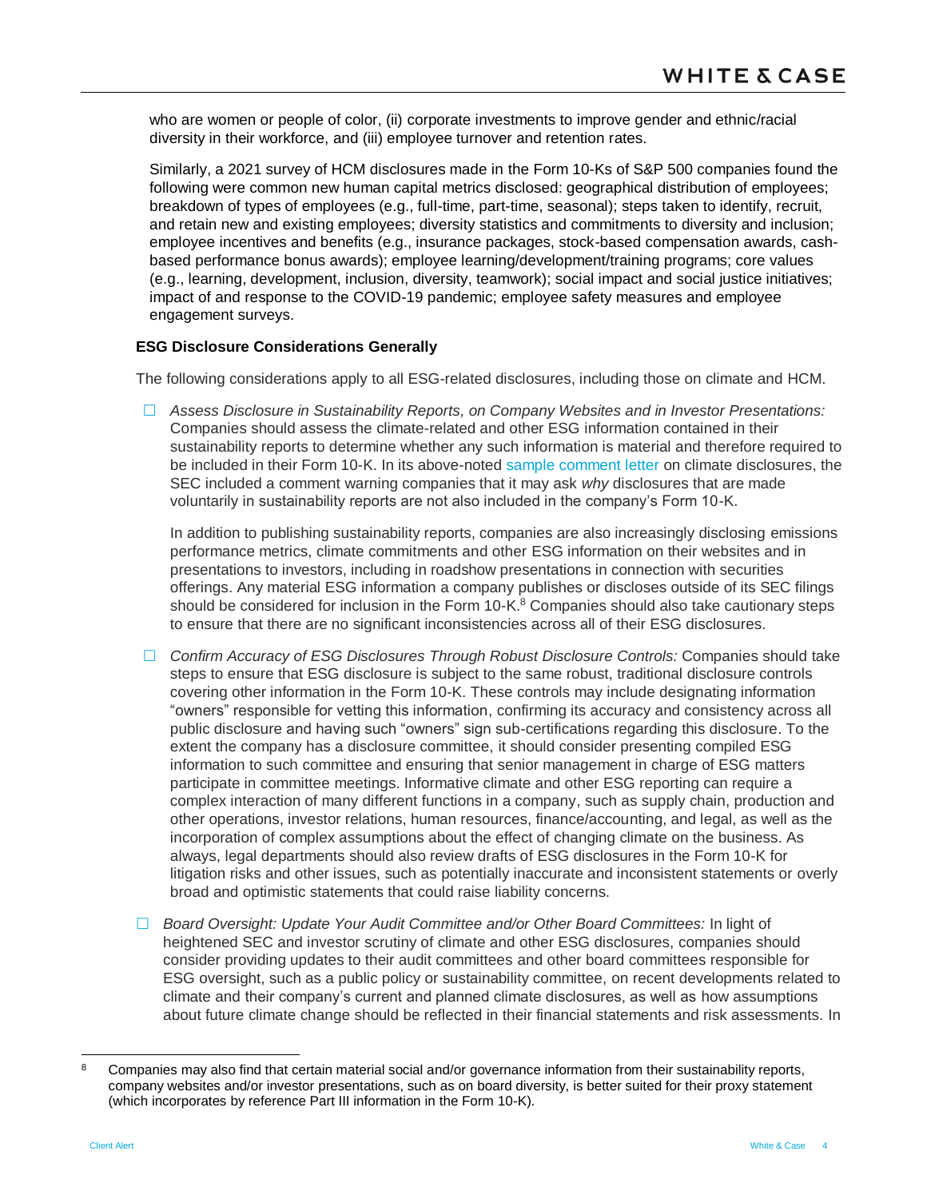who are women or people of color, (ii) corporate investments to improve gender and ethnic/racial diversity in their workforce, and (iii) employee turnover and retention rates.

Similarly, a 2021 survey of HCM disclosures made in the Form 10-Ks of S&P 500 companies found the following were common new human capital metrics disclosed: geographical distribution of employees; breakdown of types of employees (e.g., full-time, part-time, seasonal); steps taken to identify, recruit, and retain new and existing employees; diversity statistics and commitments to diversity and inclusion; employee incentives and benefits (e.g., insurance packages, stock-based compensation awards, cash-based performance bonus awards); employee learning/development/training programs; core values (e.g., learning, development, inclusion, diversity, teamwork); social impact and social justice initiatives; impact of and response to the COVID-19 pandemic; employee safety measures and employee engagement surveys.

**ESG Disclosure Considerations Generally**

The following considerations apply to all ESG-related disclosures, including those on climate and HCM.

- ☐ *Assess Disclosure in Sustainability Reports, on Company Websites and in Investor Presentations:* Companies should assess the climate-related and other ESG information contained in their sustainability reports to determine whether any such information is material and therefore required to be included in their Form 10-K. In its above-noted sample comment letter on climate disclosures, the SEC included a comment warning companies that it may ask *why* disclosures that are made voluntarily in sustainability reports are not also included in the company's Form 10-K.

  In addition to publishing sustainability reports, companies are also increasingly disclosing emissions performance metrics, climate commitments and other ESG information on their websites and in presentations to investors, including in roadshow presentations in connection with securities offerings. Any material ESG information a company publishes or discloses outside of its SEC filings should be considered for inclusion in the Form 10-K.[8] Companies should also take cautionary steps to ensure that there are no significant inconsistencies across all of their ESG disclosures.

- ☐ *Confirm Accuracy of ESG Disclosures Through Robust Disclosure Controls:* Companies should take steps to ensure that ESG disclosure is subject to the same robust, traditional disclosure controls covering other information in the Form 10-K. These controls may include designating information "owners" responsible for vetting this information, confirming its accuracy and consistency across all public disclosure and having such "owners" sign sub-certifications regarding this disclosure. To the extent the company has a disclosure committee, it should consider presenting compiled ESG information to such committee and ensuring that senior management in charge of ESG matters participate in committee meetings. Informative climate and other ESG reporting can require a complex interaction of many different functions in a company, such as supply chain, production and other operations, investor relations, human resources, finance/accounting, and legal, as well as the incorporation of complex assumptions about the effect of changing climate on the business. As always, legal departments should also review drafts of ESG disclosures in the Form 10-K for litigation risks and other issues, such as potentially inaccurate and inconsistent statements or overly broad and optimistic statements that could raise liability concerns.

- ☐ *Board Oversight: Update Your Audit Committee and/or Other Board Committees:* In light of heightened SEC and investor scrutiny of climate and other ESG disclosures, companies should consider providing updates to their audit committees and other board committees responsible for ESG oversight, such as a public policy or sustainability committee, on recent developments related to climate and their company's current and planned climate disclosures, as well as how assumptions about future climate change should be reflected in their financial statements and risk assessments. In

---

[8] Companies may also find that certain material social and/or governance information from their sustainability reports, company websites and/or investor presentations, such as on board diversity, is better suited for their proxy statement (which incorporates by reference Part III information in the Form 10-K).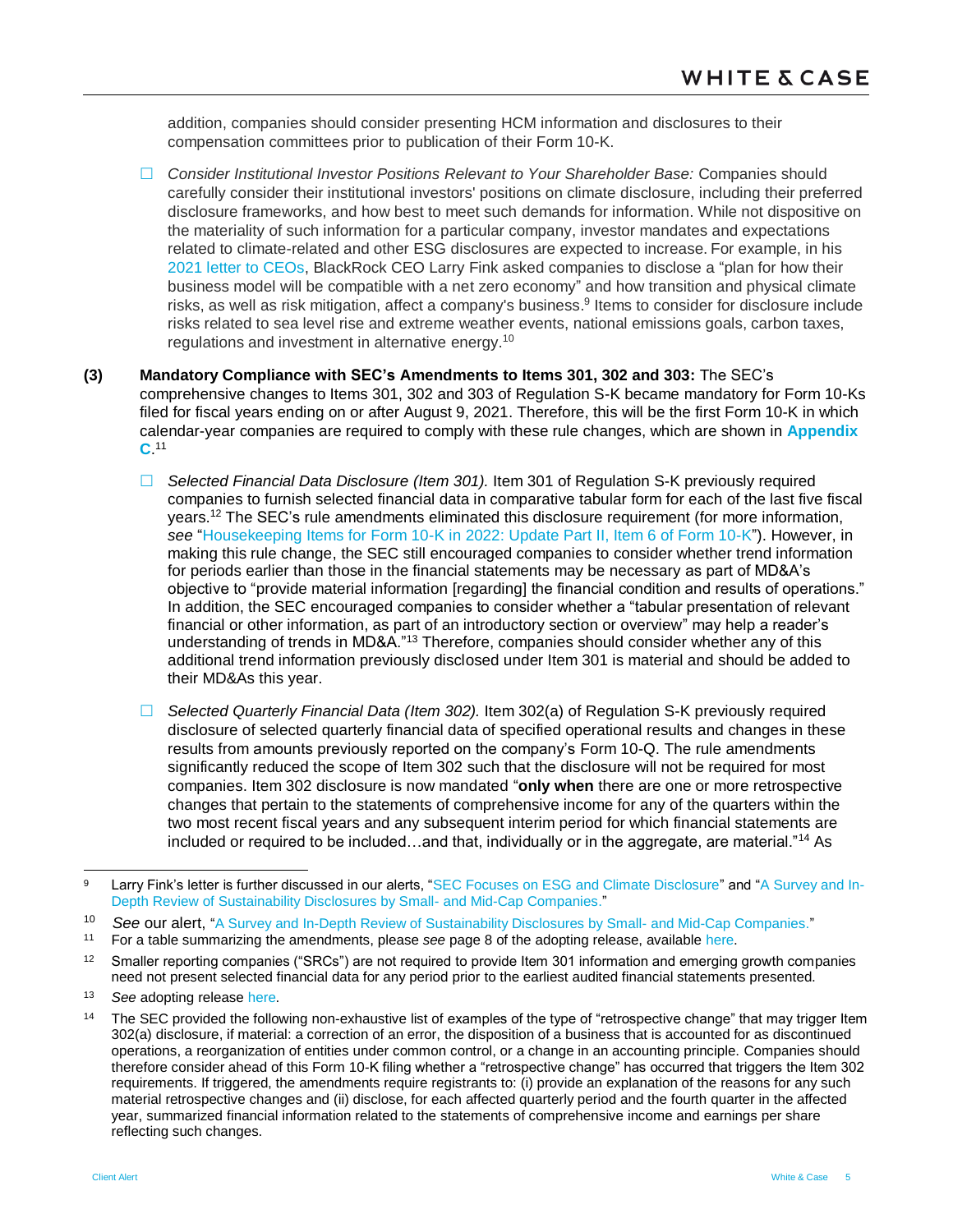addition, companies should consider presenting HCM information and disclosures to their compensation committees prior to publication of their Form 10-K.

- ☐ *Consider Institutional Investor Positions Relevant to Your Shareholder Base:* Companies should carefully consider their institutional investors' positions on climate disclosure, including their preferred disclosure frameworks, and how best to meet such demands for information. While not dispositive on the materiality of such information for a particular company, investor mandates and expectations related to climate-related and other ESG disclosures are expected to increase. For example, in his 2021 letter to CEOs, BlackRock CEO Larry Fink asked companies to disclose a "plan for how their business model will be compatible with a net zero economy" and how transition and physical climate risks, as well as risk mitigation, affect a company's business.[9] Items to consider for disclosure include risks related to sea level rise and extreme weather events, national emissions goals, carbon taxes, regulations and investment in alternative energy.[10]

**(3) Mandatory Compliance with SEC's Amendments to Items 301, 302 and 303:** The SEC's comprehensive changes to Items 301, 302 and 303 of Regulation S-K became mandatory for Form 10-Ks filed for fiscal years ending on or after August 9, 2021. Therefore, this will be the first Form 10-K in which calendar-year companies are required to comply with these rule changes, which are shown in **Appendix C**.[11]

- ☐ *Selected Financial Data Disclosure (Item 301).* Item 301 of Regulation S-K previously required companies to furnish selected financial data in comparative tabular form for each of the last five fiscal years.[12] The SEC's rule amendments eliminated this disclosure requirement (for more information, *see* "Housekeeping Items for Form 10-K in 2022: Update Part II, Item 6 of Form 10-K"). However, in making this rule change, the SEC still encouraged companies to consider whether trend information for periods earlier than those in the financial statements may be necessary as part of MD&A's objective to "provide material information [regarding] the financial condition and results of operations." In addition, the SEC encouraged companies to consider whether a "tabular presentation of relevant financial or other information, as part of an introductory section or overview" may help a reader's understanding of trends in MD&A."[13] Therefore, companies should consider whether any of this additional trend information previously disclosed under Item 301 is material and should be added to their MD&As this year.

- ☐ *Selected Quarterly Financial Data (Item 302).* Item 302(a) of Regulation S-K previously required disclosure of selected quarterly financial data of specified operational results and changes in these results from amounts previously reported on the company's Form 10-Q. The rule amendments significantly reduced the scope of Item 302 such that the disclosure will not be required for most companies. Item 302 disclosure is now mandated "**only when** there are one or more retrospective changes that pertain to the statements of comprehensive income for any of the quarters within the two most recent fiscal years and any subsequent interim period for which financial statements are included or required to be included…and that, individually or in the aggregate, are material."[14] As

---

[9] Larry Fink's letter is further discussed in our alerts, "SEC Focuses on ESG and Climate Disclosure" and "A Survey and In-Depth Review of Sustainability Disclosures by Small- and Mid-Cap Companies."

[10] *See* our alert, "A Survey and In-Depth Review of Sustainability Disclosures by Small- and Mid-Cap Companies."

[11] For a table summarizing the amendments, please *see* page 8 of the adopting release, available here.

[12] Smaller reporting companies ("SRCs") are not required to provide Item 301 information and emerging growth companies need not present selected financial data for any period prior to the earliest audited financial statements presented.

[13] *See* adopting release here.

[14] The SEC provided the following non-exhaustive list of examples of the type of "retrospective change" that may trigger Item 302(a) disclosure, if material: a correction of an error, the disposition of a business that is accounted for as discontinued operations, a reorganization of entities under common control, or a change in an accounting principle. Companies should therefore consider ahead of this Form 10-K filing whether a "retrospective change" has occurred that triggers the Item 302 requirements. If triggered, the amendments require registrants to: (i) provide an explanation of the reasons for any such material retrospective changes and (ii) disclose, for each affected quarterly period and the fourth quarter in the affected year, summarized financial information related to the statements of comprehensive income and earnings per share reflecting such changes.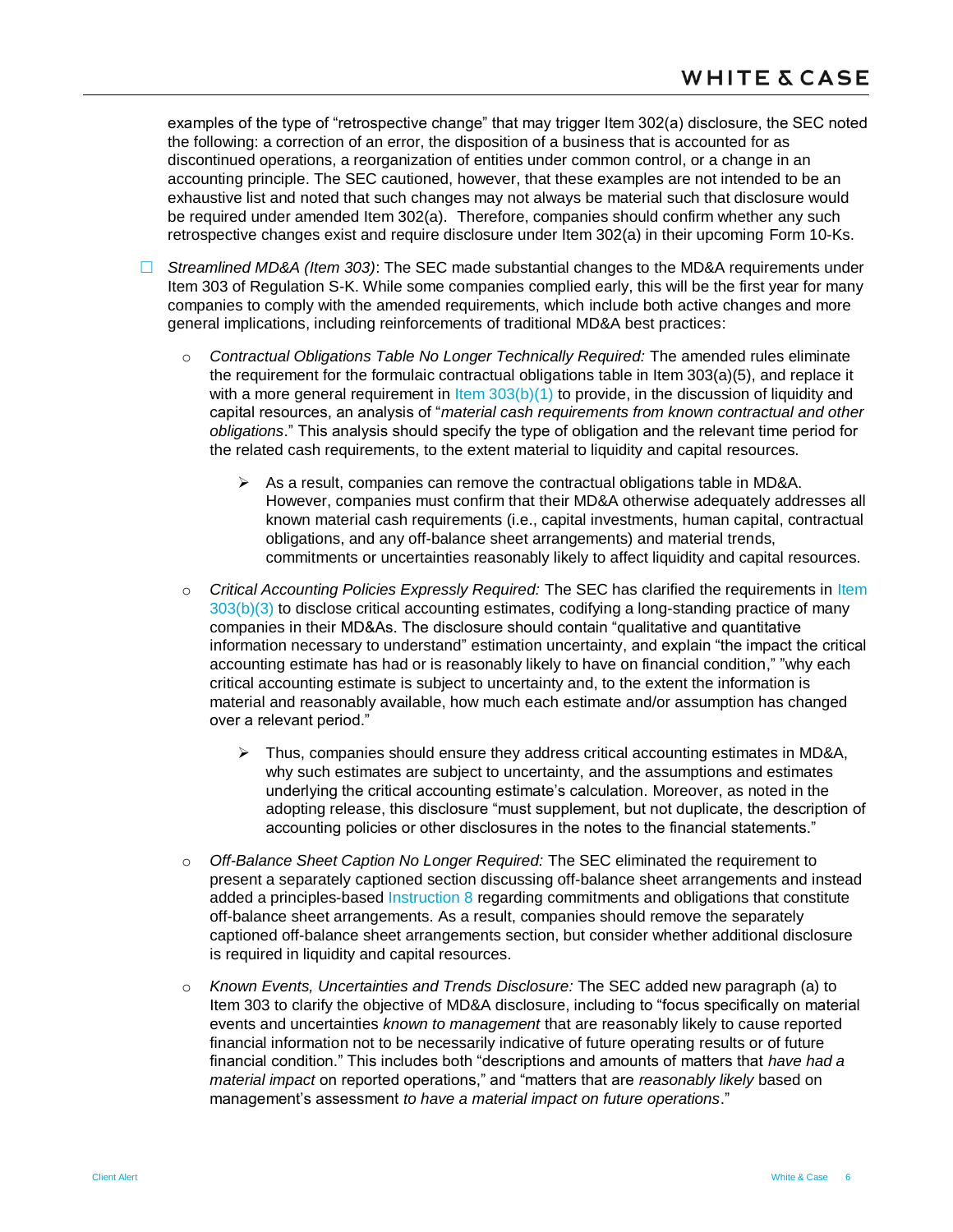examples of the type of "retrospective change" that may trigger Item 302(a) disclosure, the SEC noted the following: a correction of an error, the disposition of a business that is accounted for as discontinued operations, a reorganization of entities under common control, or a change in an accounting principle. The SEC cautioned, however, that these examples are not intended to be an exhaustive list and noted that such changes may not always be material such that disclosure would be required under amended Item 302(a). Therefore, companies should confirm whether any such retrospective changes exist and require disclosure under Item 302(a) in their upcoming Form 10-Ks.

- ☐ *Streamlined MD&A (Item 303)*: The SEC made substantial changes to the MD&A requirements under Item 303 of Regulation S-K. While some companies complied early, this will be the first year for many companies to comply with the amended requirements, which include both active changes and more general implications, including reinforcements of traditional MD&A best practices:

  - *Contractual Obligations Table No Longer Technically Required:* The amended rules eliminate the requirement for the formulaic contractual obligations table in Item 303(a)(5), and replace it with a more general requirement in Item 303(b)(1) to provide, in the discussion of liquidity and capital resources, an analysis of "*material cash requirements from known contractual and other obligations*." This analysis should specify the type of obligation and the relevant time period for the related cash requirements, to the extent material to liquidity and capital resources.

    - As a result, companies can remove the contractual obligations table in MD&A. However, companies must confirm that their MD&A otherwise adequately addresses all known material cash requirements (i.e., capital investments, human capital, contractual obligations, and any off-balance sheet arrangements) and material trends, commitments or uncertainties reasonably likely to affect liquidity and capital resources.

  - *Critical Accounting Policies Expressly Required:* The SEC has clarified the requirements in Item 303(b)(3) to disclose critical accounting estimates, codifying a long-standing practice of many companies in their MD&As. The disclosure should contain "qualitative and quantitative information necessary to understand" estimation uncertainty, and explain "the impact the critical accounting estimate has had or is reasonably likely to have on financial condition," "why each critical accounting estimate is subject to uncertainty and, to the extent the information is material and reasonably available, how much each estimate and/or assumption has changed over a relevant period."

    - Thus, companies should ensure they address critical accounting estimates in MD&A, why such estimates are subject to uncertainty, and the assumptions and estimates underlying the critical accounting estimate's calculation. Moreover, as noted in the adopting release, this disclosure "must supplement, but not duplicate, the description of accounting policies or other disclosures in the notes to the financial statements."

  - *Off-Balance Sheet Caption No Longer Required:* The SEC eliminated the requirement to present a separately captioned section discussing off-balance sheet arrangements and instead added a principles-based Instruction 8 regarding commitments and obligations that constitute off-balance sheet arrangements. As a result, companies should remove the separately captioned off-balance sheet arrangements section, but consider whether additional disclosure is required in liquidity and capital resources.

  - *Known Events, Uncertainties and Trends Disclosure:* The SEC added new paragraph (a) to Item 303 to clarify the objective of MD&A disclosure, including to "focus specifically on material events and uncertainties *known to management* that are reasonably likely to cause reported financial information not to be necessarily indicative of future operating results or of future financial condition." This includes both "descriptions and amounts of matters that *have had a material impact* on reported operations," and "matters that are *reasonably likely* based on management's assessment *to have a material impact on future operations*."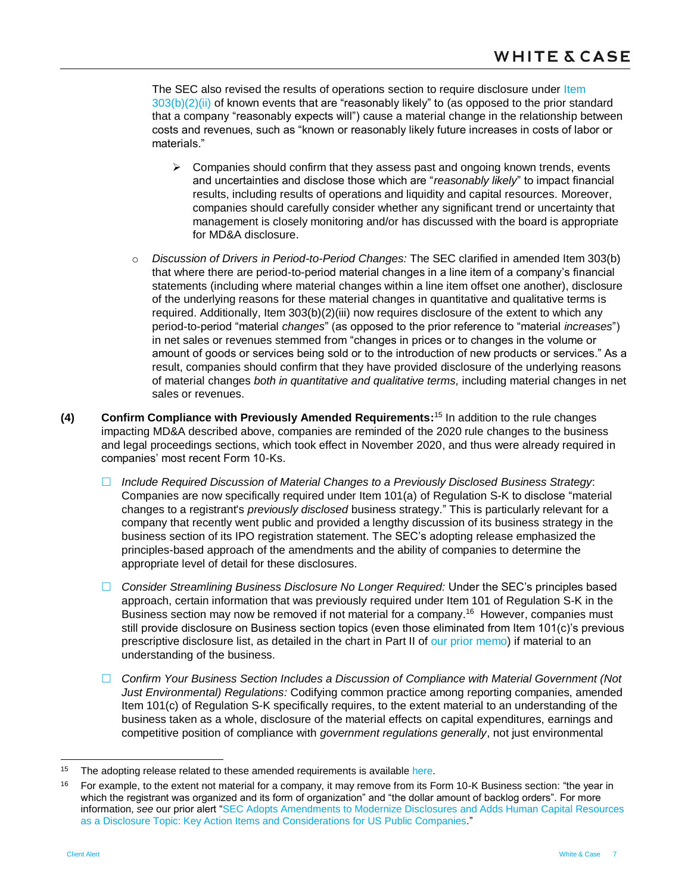The SEC also revised the results of operations section to require disclosure under Item 303(b)(2)(ii) of known events that are "reasonably likely" to (as opposed to the prior standard that a company "reasonably expects will") cause a material change in the relationship between costs and revenues, such as "known or reasonably likely future increases in costs of labor or materials."

- ➢ Companies should confirm that they assess past and ongoing known trends, events and uncertainties and disclose those which are "*reasonably likely*" to impact financial results, including results of operations and liquidity and capital resources. Moreover, companies should carefully consider whether any significant trend or uncertainty that management is closely monitoring and/or has discussed with the board is appropriate for MD&A disclosure.

- *Discussion of Drivers in Period-to-Period Changes:* The SEC clarified in amended Item 303(b) that where there are period-to-period material changes in a line item of a company's financial statements (including where material changes within a line item offset one another), disclosure of the underlying reasons for these material changes in quantitative and qualitative terms is required. Additionally, Item 303(b)(2)(iii) now requires disclosure of the extent to which any period-to-period "material *changes*" (as opposed to the prior reference to "material *increases*") in net sales or revenues stemmed from "changes in prices or to changes in the volume or amount of goods or services being sold or to the introduction of new products or services." As a result, companies should confirm that they have provided disclosure of the underlying reasons of material changes *both in quantitative and qualitative terms,* including material changes in net sales or revenues.

**(4) Confirm Compliance with Previously Amended Requirements:**[15] In addition to the rule changes impacting MD&A described above, companies are reminded of the 2020 rule changes to the business and legal proceedings sections, which took effect in November 2020, and thus were already required in companies' most recent Form 10-Ks.

- ☐ *Include Required Discussion of Material Changes to a Previously Disclosed Business Strategy*: Companies are now specifically required under Item 101(a) of Regulation S-K to disclose "material changes to a registrant's *previously disclosed* business strategy." This is particularly relevant for a company that recently went public and provided a lengthy discussion of its business strategy in the business section of its IPO registration statement. The SEC's adopting release emphasized the principles-based approach of the amendments and the ability of companies to determine the appropriate level of detail for these disclosures.

- ☐ *Consider Streamlining Business Disclosure No Longer Required:* Under the SEC's principles based approach, certain information that was previously required under Item 101 of Regulation S-K in the Business section may now be removed if not material for a company.[16] However, companies must still provide disclosure on Business section topics (even those eliminated from Item 101(c)'s previous prescriptive disclosure list, as detailed in the chart in Part II of our prior memo) if material to an understanding of the business.

- ☐ *Confirm Your Business Section Includes a Discussion of Compliance with Material Government (Not Just Environmental) Regulations:* Codifying common practice among reporting companies, amended Item 101(c) of Regulation S-K specifically requires, to the extent material to an understanding of the business taken as a whole, disclosure of the material effects on capital expenditures, earnings and competitive position of compliance with *government regulations generally*, not just environmental

---

[15] The adopting release related to these amended requirements is available here.

[16] For example, to the extent not material for a company, it may remove from its Form 10-K Business section: "the year in which the registrant was organized and its form of organization" and "the dollar amount of backlog orders". For more information, *see* our prior alert "SEC Adopts Amendments to Modernize Disclosures and Adds Human Capital Resources as a Disclosure Topic: Key Action Items and Considerations for US Public Companies."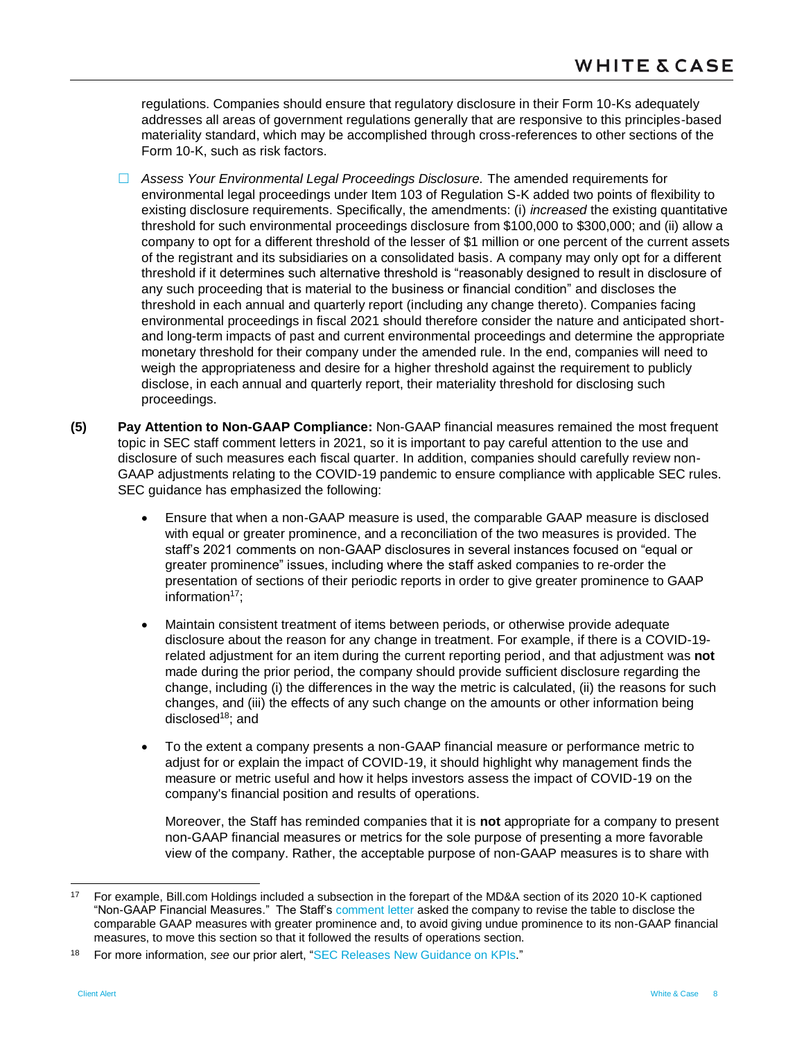regulations. Companies should ensure that regulatory disclosure in their Form 10-Ks adequately addresses all areas of government regulations generally that are responsive to this principles-based materiality standard, which may be accomplished through cross-references to other sections of the Form 10-K, such as risk factors.

- ☐ *Assess Your Environmental Legal Proceedings Disclosure.* The amended requirements for environmental legal proceedings under Item 103 of Regulation S-K added two points of flexibility to existing disclosure requirements. Specifically, the amendments: (i) *increased* the existing quantitative threshold for such environmental proceedings disclosure from $100,000 to $300,000; and (ii) allow a company to opt for a different threshold of the lesser of $1 million or one percent of the current assets of the registrant and its subsidiaries on a consolidated basis. A company may only opt for a different threshold if it determines such alternative threshold is "reasonably designed to result in disclosure of any such proceeding that is material to the business or financial condition" and discloses the threshold in each annual and quarterly report (including any change thereto). Companies facing environmental proceedings in fiscal 2021 should therefore consider the nature and anticipated short- and long-term impacts of past and current environmental proceedings and determine the appropriate monetary threshold for their company under the amended rule. In the end, companies will need to weigh the appropriateness and desire for a higher threshold against the requirement to publicly disclose, in each annual and quarterly report, their materiality threshold for disclosing such proceedings.

**(5) Pay Attention to Non-GAAP Compliance:** Non-GAAP financial measures remained the most frequent topic in SEC staff comment letters in 2021, so it is important to pay careful attention to the use and disclosure of such measures each fiscal quarter. In addition, companies should carefully review non-GAAP adjustments relating to the COVID-19 pandemic to ensure compliance with applicable SEC rules. SEC guidance has emphasized the following:

- Ensure that when a non-GAAP measure is used, the comparable GAAP measure is disclosed with equal or greater prominence, and a reconciliation of the two measures is provided. The staff's 2021 comments on non-GAAP disclosures in several instances focused on "equal or greater prominence" issues, including where the staff asked companies to re-order the presentation of sections of their periodic reports in order to give greater prominence to GAAP information[17];

- Maintain consistent treatment of items between periods, or otherwise provide adequate disclosure about the reason for any change in treatment. For example, if there is a COVID-19-related adjustment for an item during the current reporting period, and that adjustment was **not** made during the prior period, the company should provide sufficient disclosure regarding the change, including (i) the differences in the way the metric is calculated, (ii) the reasons for such changes, and (iii) the effects of any such change on the amounts or other information being disclosed[18]; and

- To the extent a company presents a non-GAAP financial measure or performance metric to adjust for or explain the impact of COVID-19, it should highlight why management finds the measure or metric useful and how it helps investors assess the impact of COVID-19 on the company's financial position and results of operations.

  Moreover, the Staff has reminded companies that it is **not** appropriate for a company to present non-GAAP financial measures or metrics for the sole purpose of presenting a more favorable view of the company. Rather, the acceptable purpose of non-GAAP measures is to share with

---

[17] For example, Bill.com Holdings included a subsection in the forepart of the MD&A section of its 2020 10-K captioned "Non-GAAP Financial Measures." The Staff's comment letter asked the company to revise the table to disclose the comparable GAAP measures with greater prominence and, to avoid giving undue prominence to its non-GAAP financial measures, to move this section so that it followed the results of operations section.

[18] For more information, *see* our prior alert, "SEC Releases New Guidance on KPIs."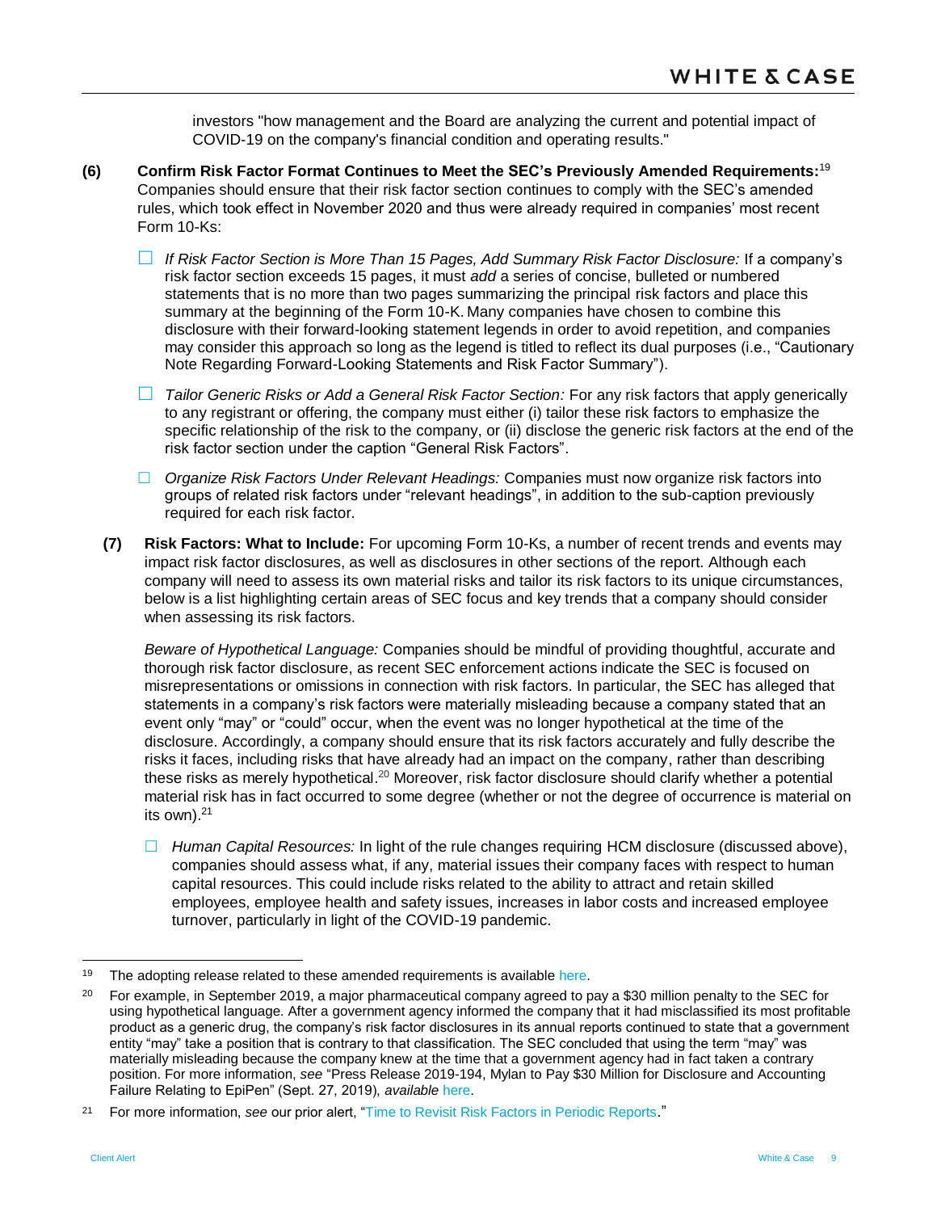investors "how management and the Board are analyzing the current and potential impact of COVID-19 on the company's financial condition and operating results."

**(6) Confirm Risk Factor Format Continues to Meet the SEC's Previously Amended Requirements:**[19] Companies should ensure that their risk factor section continues to comply with the SEC's amended rules, which took effect in November 2020 and thus were already required in companies' most recent Form 10-Ks:

- ☐ *If Risk Factor Section is More Than 15 Pages, Add Summary Risk Factor Disclosure:* If a company's risk factor section exceeds 15 pages, it must *add* a series of concise, bulleted or numbered statements that is no more than two pages summarizing the principal risk factors and place this summary at the beginning of the Form 10-K. Many companies have chosen to combine this disclosure with their forward-looking statement legends in order to avoid repetition, and companies may consider this approach so long as the legend is titled to reflect its dual purposes (i.e., "Cautionary Note Regarding Forward-Looking Statements and Risk Factor Summary").
- ☐ *Tailor Generic Risks or Add a General Risk Factor Section:* For any risk factors that apply generically to any registrant or offering, the company must either (i) tailor these risk factors to emphasize the specific relationship of the risk to the company, or (ii) disclose the generic risk factors at the end of the risk factor section under the caption "General Risk Factors".
- ☐ *Organize Risk Factors Under Relevant Headings:* Companies must now organize risk factors into groups of related risk factors under "relevant headings", in addition to the sub-caption previously required for each risk factor.

**(7) Risk Factors: What to Include:** For upcoming Form 10-Ks, a number of recent trends and events may impact risk factor disclosures, as well as disclosures in other sections of the report. Although each company will need to assess its own material risks and tailor its risk factors to its unique circumstances, below is a list highlighting certain areas of SEC focus and key trends that a company should consider when assessing its risk factors.

*Beware of Hypothetical Language:* Companies should be mindful of providing thoughtful, accurate and thorough risk factor disclosure, as recent SEC enforcement actions indicate the SEC is focused on misrepresentations or omissions in connection with risk factors. In particular, the SEC has alleged that statements in a company's risk factors were materially misleading because a company stated that an event only "may" or "could" occur, when the event was no longer hypothetical at the time of the disclosure. Accordingly, a company should ensure that its risk factors accurately and fully describe the risks it faces, including risks that have already had an impact on the company, rather than describing these risks as merely hypothetical.[20] Moreover, risk factor disclosure should clarify whether a potential material risk has in fact occurred to some degree (whether or not the degree of occurrence is material on its own).[21]

- ☐ *Human Capital Resources:* In light of the rule changes requiring HCM disclosure (discussed above), companies should assess what, if any, material issues their company faces with respect to human capital resources. This could include risks related to the ability to attract and retain skilled employees, employee health and safety issues, increases in labor costs and increased employee turnover, particularly in light of the COVID-19 pandemic.

---

[19] The adopting release related to these amended requirements is available here.

[20] For example, in September 2019, a major pharmaceutical company agreed to pay a $30 million penalty to the SEC for using hypothetical language. After a government agency informed the company that it had misclassified its most profitable product as a generic drug, the company's risk factor disclosures in its annual reports continued to state that a government entity "may" take a position that is contrary to that classification. The SEC concluded that using the term "may" was materially misleading because the company knew at the time that a government agency had in fact taken a contrary position. For more information, *see* "Press Release 2019-194, Mylan to Pay $30 Million for Disclosure and Accounting Failure Relating to EpiPen" (Sept. 27, 2019), *available* here.

[21] For more information, *see* our prior alert, "Time to Revisit Risk Factors in Periodic Reports."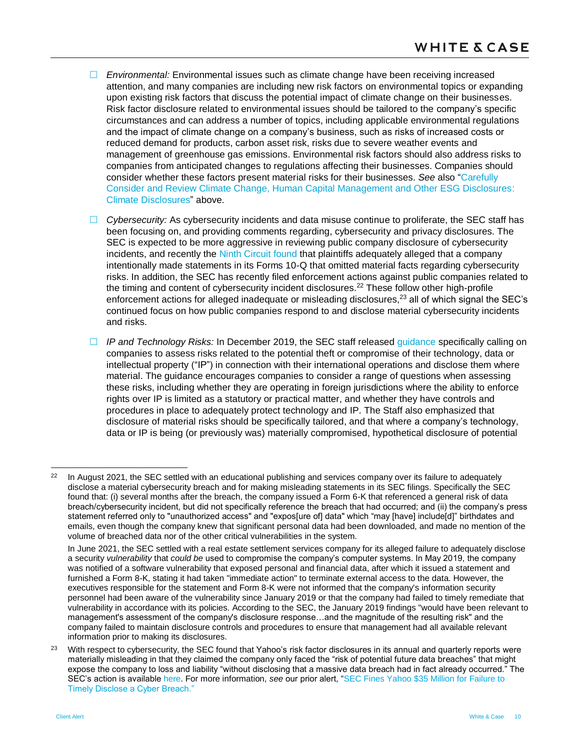- *Environmental:* Environmental issues such as climate change have been receiving increased attention, and many companies are including new risk factors on environmental topics or expanding upon existing risk factors that discuss the potential impact of climate change on their businesses. Risk factor disclosure related to environmental issues should be tailored to the company's specific circumstances and can address a number of topics, including applicable environmental regulations and the impact of climate change on a company's business, such as risks of increased costs or reduced demand for products, carbon asset risk, risks due to severe weather events and management of greenhouse gas emissions. Environmental risk factors should also address risks to companies from anticipated changes to regulations affecting their businesses. Companies should consider whether these factors present material risks for their businesses. *See* also "Carefully Consider and Review Climate Change, Human Capital Management and Other ESG Disclosures: Climate Disclosures" above.

- *Cybersecurity:* As cybersecurity incidents and data misuse continue to proliferate, the SEC staff has been focusing on, and providing comments regarding, cybersecurity and privacy disclosures. The SEC is expected to be more aggressive in reviewing public company disclosure of cybersecurity incidents, and recently the Ninth Circuit found that plaintiffs adequately alleged that a company intentionally made statements in its Forms 10-Q that omitted material facts regarding cybersecurity risks. In addition, the SEC has recently filed enforcement actions against public companies related to the timing and content of cybersecurity incident disclosures.[22] These follow other high-profile enforcement actions for alleged inadequate or misleading disclosures,[23] all of which signal the SEC's continued focus on how public companies respond to and disclose material cybersecurity incidents and risks.

- *IP and Technology Risks:* In December 2019, the SEC staff released guidance specifically calling on companies to assess risks related to the potential theft or compromise of their technology, data or intellectual property ("IP") in connection with their international operations and disclose them where material. The guidance encourages companies to consider a range of questions when assessing these risks, including whether they are operating in foreign jurisdictions where the ability to enforce rights over IP is limited as a statutory or practical matter, and whether they have controls and procedures in place to adequately protect technology and IP. The Staff also emphasized that disclosure of material risks should be specifically tailored, and that where a company's technology, data or IP is being (or previously was) materially compromised, hypothetical disclosure of potential

---

[22] In August 2021, the SEC settled with an educational publishing and services company over its failure to adequately disclose a material cybersecurity breach and for making misleading statements in its SEC filings. Specifically the SEC found that: (i) several months after the breach, the company issued a Form 6-K that referenced a general risk of data breach/cybersecurity incident, but did not specifically reference the breach that had occurred; and (ii) the company's press statement referred only to "unauthorized access" and "expos[ure of] data" which "may [have] include[d]" birthdates and emails, even though the company knew that significant personal data had been downloaded, and made no mention of the volume of breached data nor of the other critical vulnerabilities in the system.

In June 2021, the SEC settled with a real estate settlement services company for its alleged failure to adequately disclose a security *vulnerability* that *could be* used to compromise the company's computer systems. In May 2019, the company was notified of a software vulnerability that exposed personal and financial data, after which it issued a statement and furnished a Form 8-K, stating it had taken "immediate action" to terminate external access to the data. However, the executives responsible for the statement and Form 8-K were not informed that the company's information security personnel had been aware of the vulnerability since January 2019 or that the company had failed to timely remediate that vulnerability in accordance with its policies. According to the SEC, the January 2019 findings "would have been relevant to management's assessment of the company's disclosure response…and the magnitude of the resulting risk" and the company failed to maintain disclosure controls and procedures to ensure that management had all available relevant information prior to making its disclosures.

[23] With respect to cybersecurity, the SEC found that Yahoo's risk factor disclosures in its annual and quarterly reports were materially misleading in that they claimed the company only faced the "risk of potential future data breaches" that might expose the company to loss and liability "without disclosing that a massive data breach had in fact already occurred." The SEC's action is available here. For more information, *see* our prior alert, "SEC Fines Yahoo $35 Million for Failure to Timely Disclose a Cyber Breach."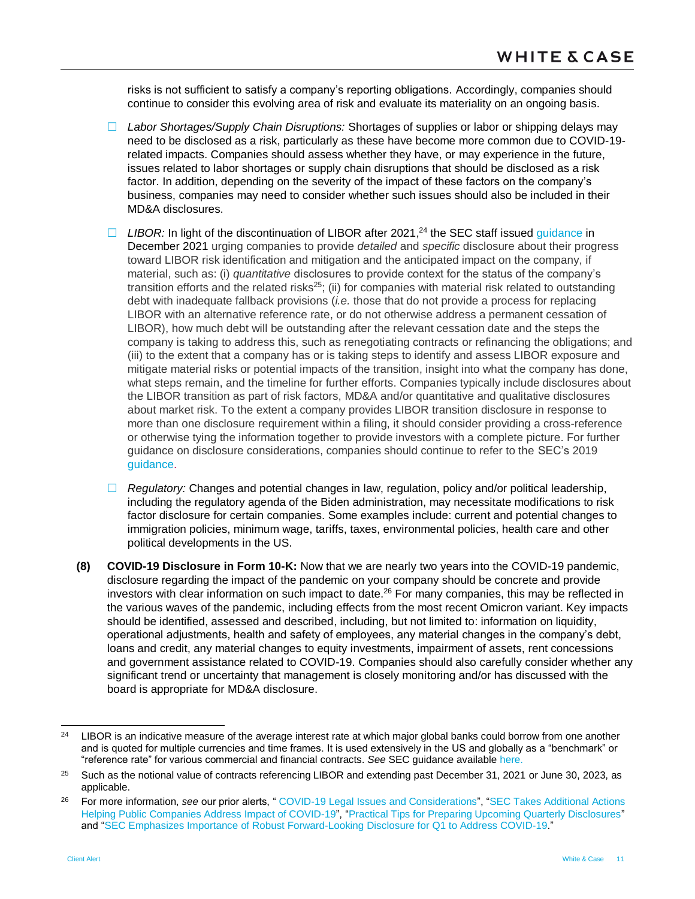risks is not sufficient to satisfy a company's reporting obligations. Accordingly, companies should continue to consider this evolving area of risk and evaluate its materiality on an ongoing basis.

- *Labor Shortages/Supply Chain Disruptions:* Shortages of supplies or labor or shipping delays may need to be disclosed as a risk, particularly as these have become more common due to COVID-19-related impacts. Companies should assess whether they have, or may experience in the future, issues related to labor shortages or supply chain disruptions that should be disclosed as a risk factor. In addition, depending on the severity of the impact of these factors on the company's business, companies may need to consider whether such issues should also be included in their MD&A disclosures.

- *LIBOR:* In light of the discontinuation of LIBOR after 2021,[24] the SEC staff issued guidance in December 2021 urging companies to provide *detailed* and *specific* disclosure about their progress toward LIBOR risk identification and mitigation and the anticipated impact on the company, if material, such as: (i) *quantitative* disclosures to provide context for the status of the company's transition efforts and the related risks[25]; (ii) for companies with material risk related to outstanding debt with inadequate fallback provisions (*i.e.* those that do not provide a process for replacing LIBOR with an alternative reference rate, or do not otherwise address a permanent cessation of LIBOR), how much debt will be outstanding after the relevant cessation date and the steps the company is taking to address this, such as renegotiating contracts or refinancing the obligations; and (iii) to the extent that a company has or is taking steps to identify and assess LIBOR exposure and mitigate material risks or potential impacts of the transition, insight into what the company has done, what steps remain, and the timeline for further efforts. Companies typically include disclosures about the LIBOR transition as part of risk factors, MD&A and/or quantitative and qualitative disclosures about market risk. To the extent a company provides LIBOR transition disclosure in response to more than one disclosure requirement within a filing, it should consider providing a cross-reference or otherwise tying the information together to provide investors with a complete picture. For further guidance on disclosure considerations, companies should continue to refer to the SEC's 2019 guidance.

- *Regulatory:* Changes and potential changes in law, regulation, policy and/or political leadership, including the regulatory agenda of the Biden administration, may necessitate modifications to risk factor disclosure for certain companies. Some examples include: current and potential changes to immigration policies, minimum wage, tariffs, taxes, environmental policies, health care and other political developments in the US.

**(8) COVID-19 Disclosure in Form 10-K:** Now that we are nearly two years into the COVID-19 pandemic, disclosure regarding the impact of the pandemic on your company should be concrete and provide investors with clear information on such impact to date.[26] For many companies, this may be reflected in the various waves of the pandemic, including effects from the most recent Omicron variant. Key impacts should be identified, assessed and described, including, but not limited to: information on liquidity, operational adjustments, health and safety of employees, any material changes in the company's debt, loans and credit, any material changes to equity investments, impairment of assets, rent concessions and government assistance related to COVID-19. Companies should also carefully consider whether any significant trend or uncertainty that management is closely monitoring and/or has discussed with the board is appropriate for MD&A disclosure.

---

[24] LIBOR is an indicative measure of the average interest rate at which major global banks could borrow from one another and is quoted for multiple currencies and time frames. It is used extensively in the US and globally as a "benchmark" or "reference rate" for various commercial and financial contracts. *See* SEC guidance available here.

[25] Such as the notional value of contracts referencing LIBOR and extending past December 31, 2021 or June 30, 2023, as applicable.

[26] For more information, *see* our prior alerts, " COVID-19 Legal Issues and Considerations", "SEC Takes Additional Actions Helping Public Companies Address Impact of COVID-19", "Practical Tips for Preparing Upcoming Quarterly Disclosures" and "SEC Emphasizes Importance of Robust Forward-Looking Disclosure for Q1 to Address COVID-19."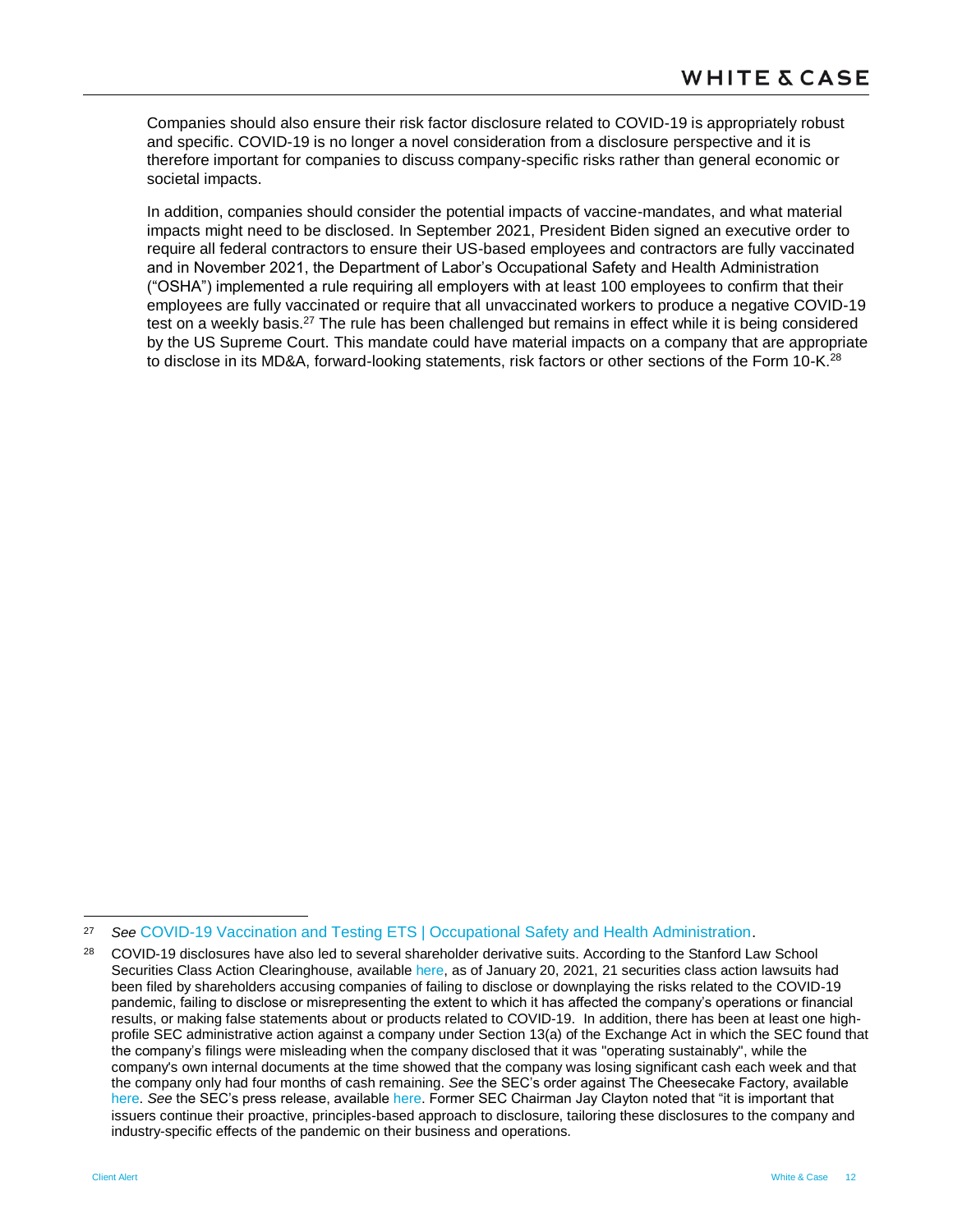Companies should also ensure their risk factor disclosure related to COVID-19 is appropriately robust and specific. COVID-19 is no longer a novel consideration from a disclosure perspective and it is therefore important for companies to discuss company-specific risks rather than general economic or societal impacts.

In addition, companies should consider the potential impacts of vaccine-mandates, and what material impacts might need to be disclosed. In September 2021, President Biden signed an executive order to require all federal contractors to ensure their US-based employees and contractors are fully vaccinated and in November 2021, the Department of Labor's Occupational Safety and Health Administration ("OSHA") implemented a rule requiring all employers with at least 100 employees to confirm that their employees are fully vaccinated or require that all unvaccinated workers to produce a negative COVID-19 test on a weekly basis.[27] The rule has been challenged but remains in effect while it is being considered by the US Supreme Court. This mandate could have material impacts on a company that are appropriate to disclose in its MD&A, forward-looking statements, risk factors or other sections of the Form 10-K.[28]

---

[27] *See* COVID-19 Vaccination and Testing ETS | Occupational Safety and Health Administration.

[28] COVID-19 disclosures have also led to several shareholder derivative suits. According to the Stanford Law School Securities Class Action Clearinghouse, available here, as of January 20, 2021, 21 securities class action lawsuits had been filed by shareholders accusing companies of failing to disclose or downplaying the risks related to the COVID-19 pandemic, failing to disclose or misrepresenting the extent to which it has affected the company's operations or financial results, or making false statements about or products related to COVID-19. In addition, there has been at least one high-profile SEC administrative action against a company under Section 13(a) of the Exchange Act in which the SEC found that the company's filings were misleading when the company disclosed that it was "operating sustainably", while the company's own internal documents at the time showed that the company was losing significant cash each week and that the company only had four months of cash remaining. *See* the SEC's order against The Cheesecake Factory, available here. *See* the SEC's press release, available here. Former SEC Chairman Jay Clayton noted that "it is important that issuers continue their proactive, principles-based approach to disclosure, tailoring these disclosures to the company and industry-specific effects of the pandemic on their business and operations.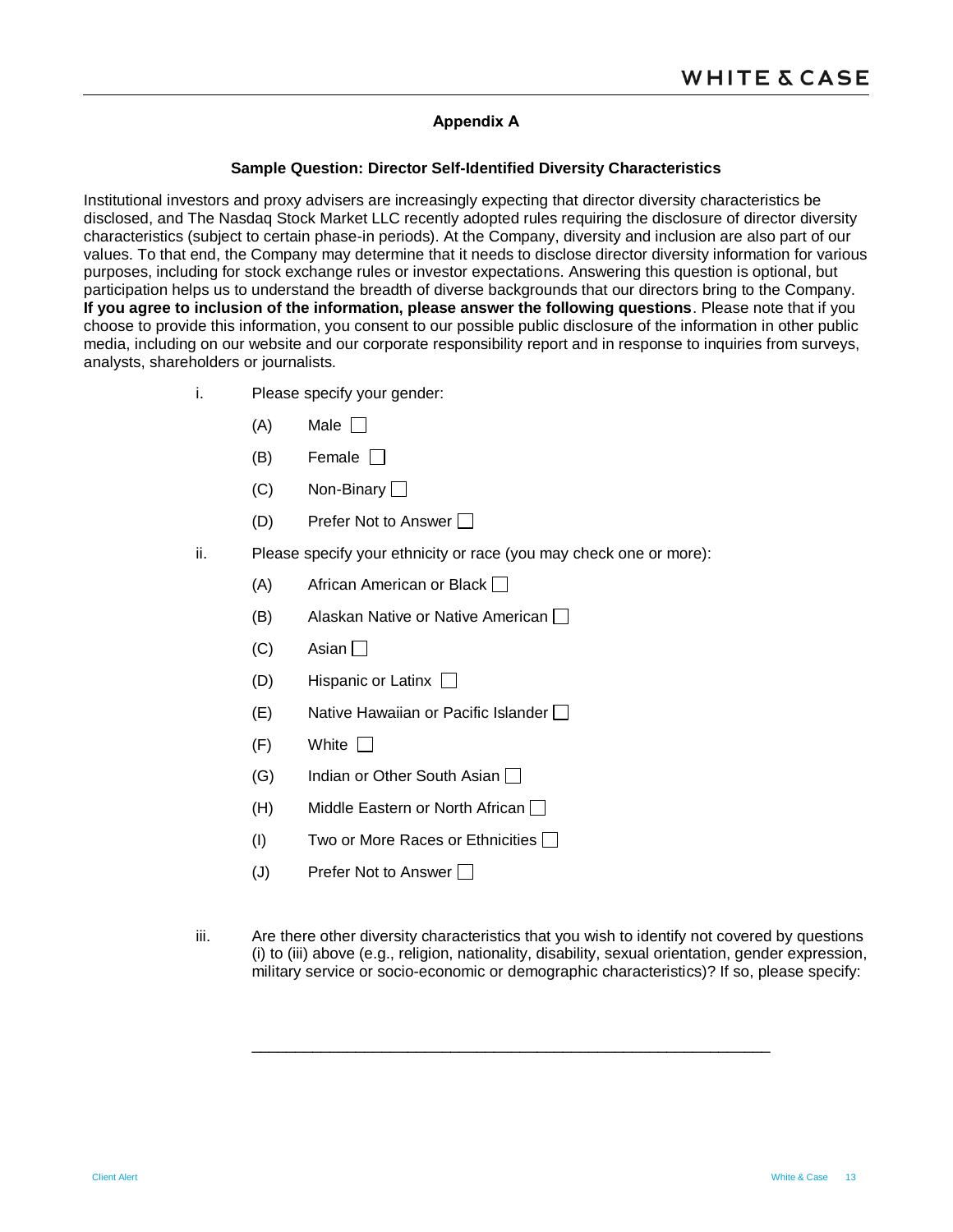## Appendix A

### Sample Question: Director Self-Identified Diversity Characteristics

Institutional investors and proxy advisers are increasingly expecting that director diversity characteristics be disclosed, and The Nasdaq Stock Market LLC recently adopted rules requiring the disclosure of director diversity characteristics (subject to certain phase-in periods). At the Company, diversity and inclusion are also part of our values. To that end, the Company may determine that it needs to disclose director diversity information for various purposes, including for stock exchange rules or investor expectations. Answering this question is optional, but participation helps us to understand the breadth of diverse backgrounds that our directors bring to the Company. **If you agree to inclusion of the information, please answer the following questions**. Please note that if you choose to provide this information, you consent to our possible public disclosure of the information in other public media, including on our website and our corporate responsibility report and in response to inquiries from surveys, analysts, shareholders or journalists.

i. Please specify your gender:

(A) Male ☐

(B) Female ☐

(C) Non-Binary ☐

(D) Prefer Not to Answer ☐

ii. Please specify your ethnicity or race (you may check one or more):

(A) African American or Black ☐

(B) Alaskan Native or Native American ☐

(C) Asian ☐

(D) Hispanic or Latinx ☐

(E) Native Hawaiian or Pacific Islander ☐

(F) White ☐

(G) Indian or Other South Asian ☐

(H) Middle Eastern or North African ☐

(I) Two or More Races or Ethnicities ☐

(J) Prefer Not to Answer ☐

iii. Are there other diversity characteristics that you wish to identify not covered by questions (i) to (iii) above (e.g., religion, nationality, disability, sexual orientation, gender expression, military service or socio-economic or demographic characteristics)? If so, please specify:

____________________________________________________________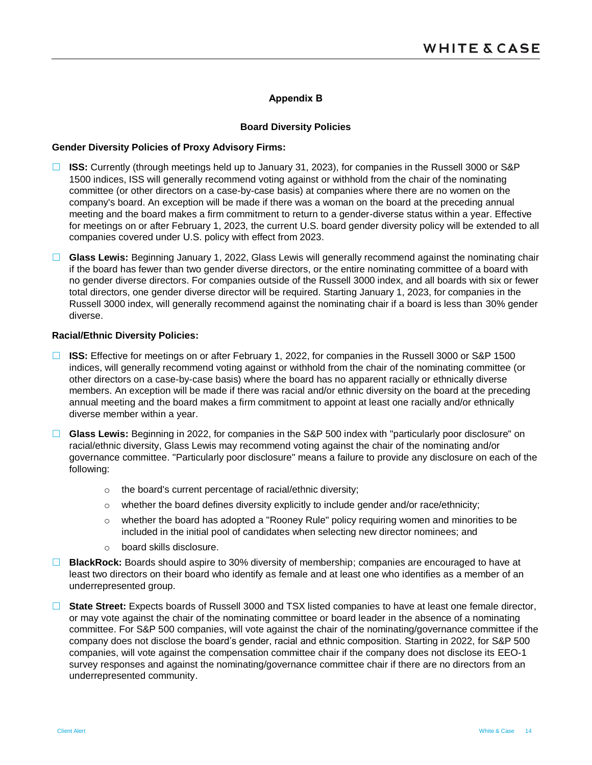## Appendix B

### Board Diversity Policies

**Gender Diversity Policies of Proxy Advisory Firms:**

- **ISS:** Currently (through meetings held up to January 31, 2023), for companies in the Russell 3000 or S&P 1500 indices, ISS will generally recommend voting against or withhold from the chair of the nominating committee (or other directors on a case-by-case basis) at companies where there are no women on the company's board. An exception will be made if there was a woman on the board at the preceding annual meeting and the board makes a firm commitment to return to a gender-diverse status within a year. Effective for meetings on or after February 1, 2023, the current U.S. board gender diversity policy will be extended to all companies covered under U.S. policy with effect from 2023.
- **Glass Lewis:** Beginning January 1, 2022, Glass Lewis will generally recommend against the nominating chair if the board has fewer than two gender diverse directors, or the entire nominating committee of a board with no gender diverse directors. For companies outside of the Russell 3000 index, and all boards with six or fewer total directors, one gender diverse director will be required. Starting January 1, 2023, for companies in the Russell 3000 index, will generally recommend against the nominating chair if a board is less than 30% gender diverse.

**Racial/Ethnic Diversity Policies:**

- **ISS:** Effective for meetings on or after February 1, 2022, for companies in the Russell 3000 or S&P 1500 indices, will generally recommend voting against or withhold from the chair of the nominating committee (or other directors on a case-by-case basis) where the board has no apparent racially or ethnically diverse members. An exception will be made if there was racial and/or ethnic diversity on the board at the preceding annual meeting and the board makes a firm commitment to appoint at least one racially and/or ethnically diverse member within a year.
- **Glass Lewis:** Beginning in 2022, for companies in the S&P 500 index with "particularly poor disclosure" on racial/ethnic diversity, Glass Lewis may recommend voting against the chair of the nominating and/or governance committee. "Particularly poor disclosure" means a failure to provide any disclosure on each of the following:
  - the board's current percentage of racial/ethnic diversity;
  - whether the board defines diversity explicitly to include gender and/or race/ethnicity;
  - whether the board has adopted a "Rooney Rule" policy requiring women and minorities to be included in the initial pool of candidates when selecting new director nominees; and
  - board skills disclosure.
- **BlackRock:** Boards should aspire to 30% diversity of membership; companies are encouraged to have at least two directors on their board who identify as female and at least one who identifies as a member of an underrepresented group.
- **State Street:** Expects boards of Russell 3000 and TSX listed companies to have at least one female director, or may vote against the chair of the nominating committee or board leader in the absence of a nominating committee. For S&P 500 companies, will vote against the chair of the nominating/governance committee if the company does not disclose the board's gender, racial and ethnic composition. Starting in 2022, for S&P 500 companies, will vote against the compensation committee chair if the company does not disclose its EEO-1 survey responses and against the nominating/governance committee chair if there are no directors from an underrepresented community.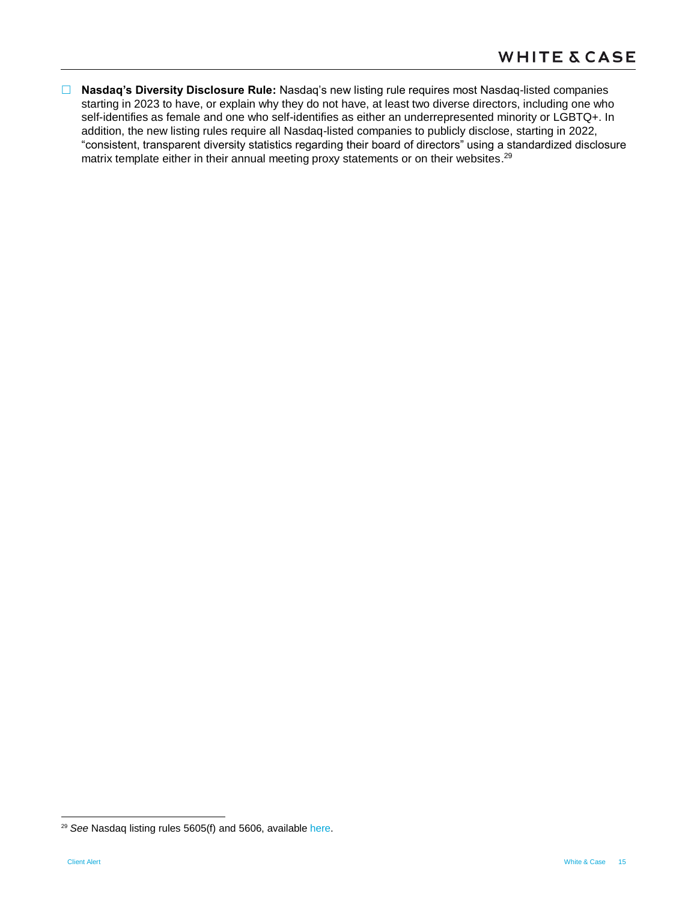- **Nasdaq's Diversity Disclosure Rule:** Nasdaq's new listing rule requires most Nasdaq-listed companies starting in 2023 to have, or explain why they do not have, at least two diverse directors, including one who self-identifies as female and one who self-identifies as either an underrepresented minority or LGBTQ+. In addition, the new listing rules require all Nasdaq-listed companies to publicly disclose, starting in 2022, "consistent, transparent diversity statistics regarding their board of directors" using a standardized disclosure matrix template either in their annual meeting proxy statements or on their websites.[29]

[29] *See* Nasdaq listing rules 5605(f) and 5606, available here.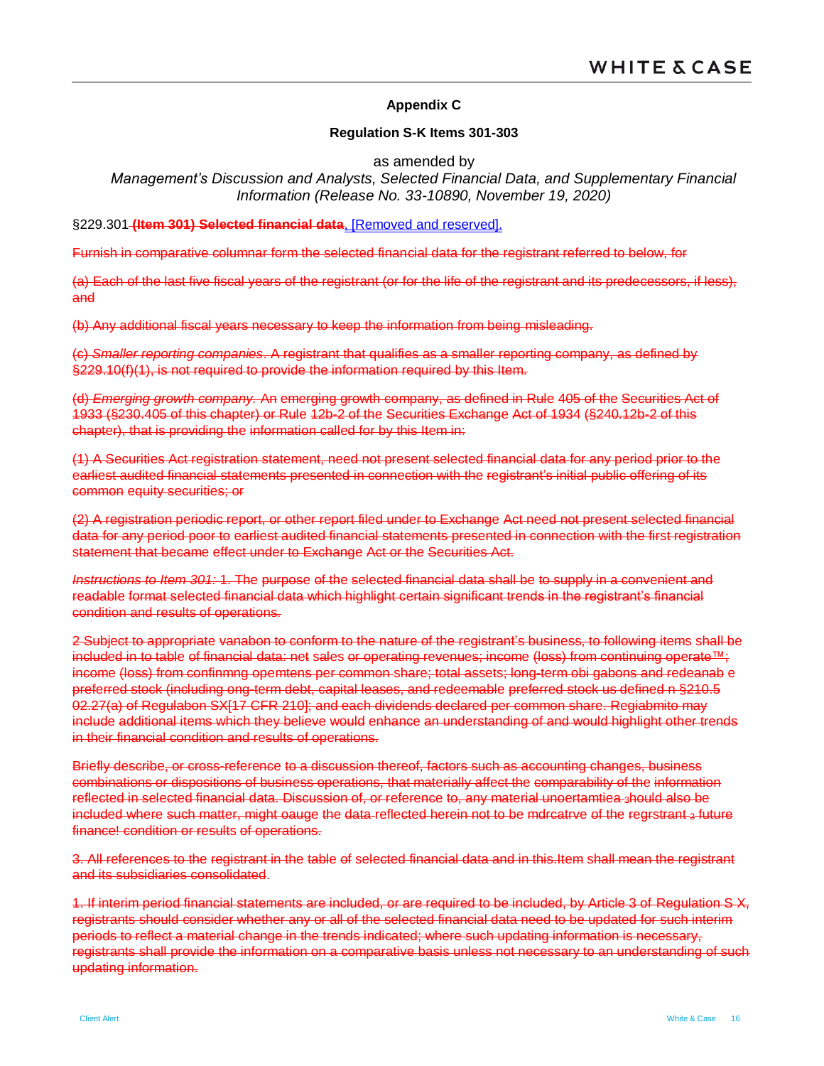**Appendix C**

**Regulation S-K Items 301-303**

as amended by

*Management's Discussion and Analysts, Selected Financial Data, and Supplementary Financial Information (Release No. 33-10890, November 19, 2020)*

§229.301 ~~**(Item 301) Selected financial data**~~. [Removed and reserved].

~~Furnish in comparative columnar form the selected financial data for the registrant referred to below, for~~

~~(a) Each of the last five fiscal years of the registrant (or for the life of the registrant and its predecessors, if less), and~~

~~(b) Any additional fiscal years necessary to keep the information from being misleading.~~

~~(c) *Smaller reporting companies*. A registrant that qualifies as a smaller reporting company, as defined by §229.10(f)(1), is not required to provide the information required by this Item.~~

~~(d) *Emerging growth company.* An emerging growth company, as defined in Rule 405 of the Securities Act of 1933 (§230.405 of this chapter) or Rule 12b-2 of the Securities Exchange Act of 1934 (§240.12b-2 of this chapter), that is providing the information called for by this Item in:~~

~~(1) A Securities Act registration statement, need not present selected financial data for any period prior to the earliest audited financial statements presented in connection with the registrant's initial public offering of its common equity securities; or~~

~~(2) A registration periodic report, or other report filed under to Exchange Act need not present selected financial data for any period poor to earliest audited financial statements presented in connection with the first registration statement that became effect under to Exchange Act or the Securities Act.~~

~~*Instructions to Item 301:* 1. The purpose of the selected financial data shall be to supply in a convenient and readable format selected financial data which highlight certain significant trends in the registrant's financial condition and results of operations.~~

~~2 Subject to appropriate vanabon to conform to the nature of the registrant's business, to following items shall be included in to table of financial data: net sales or operating revenues; income (loss) from continuing operate™; income (loss) from confinmng opemtens per common share; total assets; long-term obi gabons and redeanab e preferred stock (including ong-term debt, capital leases, and redeemable preferred stock us defined n §210.5 02.27(a) of Regulabon SX[17 CFR 210]; and each dividends declared per common share. Regiabmito may include additional items which they believe would enhance an understanding of and would highlight other trends in their financial condition and results of operations.~~

~~Briefly describe, or cross-reference to a discussion thereof, factors such as accounting changes, business combinations or dispositions of business operations, that materially affect the comparability of the information reflected in selected financial data. Discussion of, or reference to, any material unoertamtiea 3hould also be included where such matter, might oauge the data reflected herein not to be mdrcatrve of the regrstrant 3 future finance! condition or results of operations.~~

~~3. All references to the registrant in the table of selected financial data and in this.Item shall mean the registrant and its subsidiaries consolidated.~~

~~1. If interim period financial statements are included, or are required to be included, by Article 3 of Regulation S X, registrants should consider whether any or all of the selected financial data need to be updated for such interim periods to reflect a material change in the trends indicated; where such updating information is necessary, registrants shall provide the information on a comparative basis unless not necessary to an understanding of such updating information.~~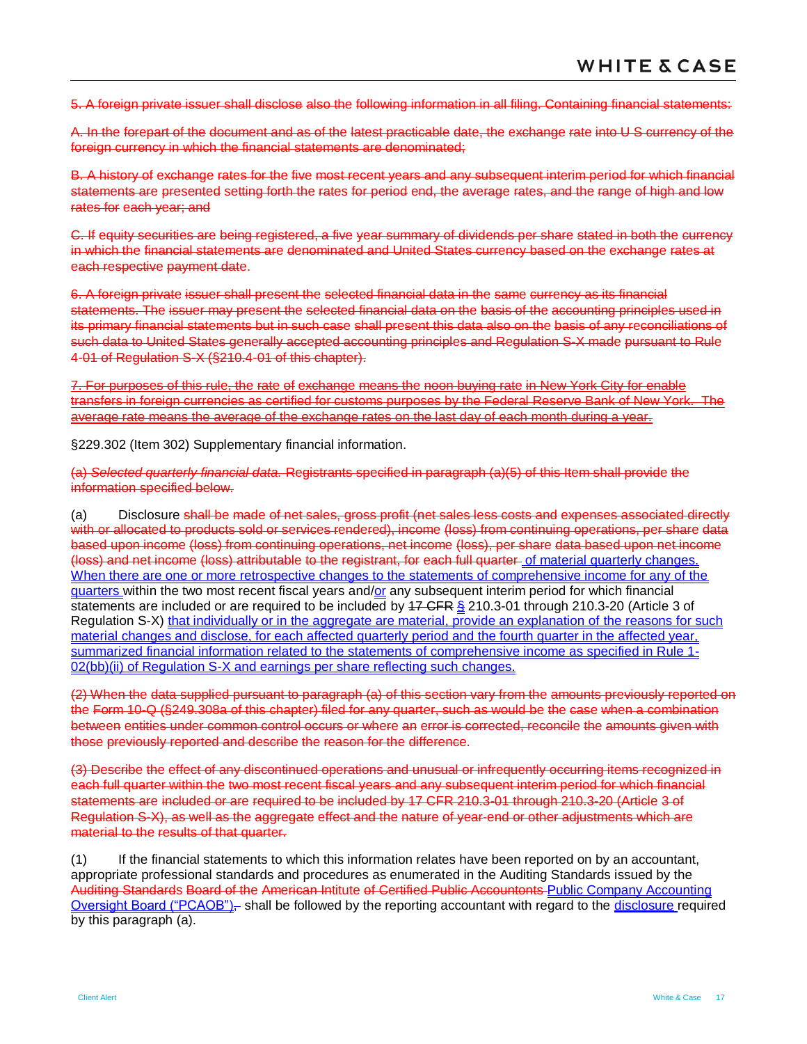~~5. A foreign private issuer shall disclose also the following information in all filing. Containing financial statements:~~

~~A. In the forepart of the document and as of the latest practicable date, the exchange rate into U S currency of the foreign currency in which the financial statements are denominated;~~

~~B. A history of exchange rates for the five most recent years and any subsequent interim period for which financial statements are presented setting forth the rates for period end, the average rates, and the range of high and low rates for each year; and~~

~~C. If equity securities are being registered, a five year summary of dividends per share stated in both the currency in which the financial statements are denominated and United States currency based on the exchange rates at each respective payment date.~~

~~6. A foreign private issuer shall present the selected financial data in the same currency as its financial statements. The issuer may present the selected financial data on the basis of the accounting principles used in its primary financial statements but in such case shall present this data also on the basis of any reconciliations of such data to United States generally accepted accounting principles and Regulation S-X made pursuant to Rule 4-01 of Regulation S-X (§210.4-01 of this chapter).~~

~~7. For purposes of this rule, the rate of exchange means the noon buying rate in New York City for enable transfers in foreign currencies as certified for customs purposes by the Federal Reserve Bank of New York. The average rate means the average of the exchange rates on the last day of each month during a year.~~

§229.302 (Item 302) Supplementary financial information.

~~(a) *Selected quarterly financial data.* Registrants specified in paragraph (a)(5) of this Item shall provide the information specified below.~~

(a) Disclosure ~~shall be made of net sales, gross profit (net sales less costs and expenses associated directly with or allocated to products sold or services rendered), income (loss) from continuing operations, per share data based upon income (loss) from continuing operations, net income (loss), per share data based upon net income (loss) and net income (loss) attributable to the registrant, for each full quarter~~ of material quarterly changes. When there are one or more retrospective changes to the statements of comprehensive income for any of the quarters within the two most recent fiscal years and/or any subsequent interim period for which financial statements are included or are required to be included by ~~17 CFR~~ § 210.3-01 through 210.3-20 (Article 3 of Regulation S-X) that individually or in the aggregate are material, provide an explanation of the reasons for such material changes and disclose, for each affected quarterly period and the fourth quarter in the affected year, summarized financial information related to the statements of comprehensive income as specified in Rule 1-02(bb)(ii) of Regulation S-X and earnings per share reflecting such changes.

~~(2) When the data supplied pursuant to paragraph (a) of this section vary from the amounts previously reported on the Form 10-Q (§249.308a of this chapter) filed for any quarter, such as would be the case when a combination between entities under common control occurs or where an error is corrected, reconcile the amounts given with those previously reported and describe the reason for the difference.~~

~~(3) Describe the effect of any discontinued operations and unusual or infrequently occurring items recognized in each full quarter within the two most recent fiscal years and any subsequent interim period for which financial statements are included or are required to be included by 17 CFR 210.3-01 through 210.3-20 (Article 3 of Regulation S-X), as well as the aggregate effect and the nature of year-end or other adjustments which are material to the results of that quarter.~~

(1) If the financial statements to which this information relates have been reported on by an accountant, appropriate professional standards and procedures as enumerated in the Auditing Standards issued by the ~~Auditing Standards Board of the American Institute of Certified Public Accountants~~ Public Company Accounting Oversight Board ("PCAOB"), shall be followed by the reporting accountant with regard to the disclosure required by this paragraph (a).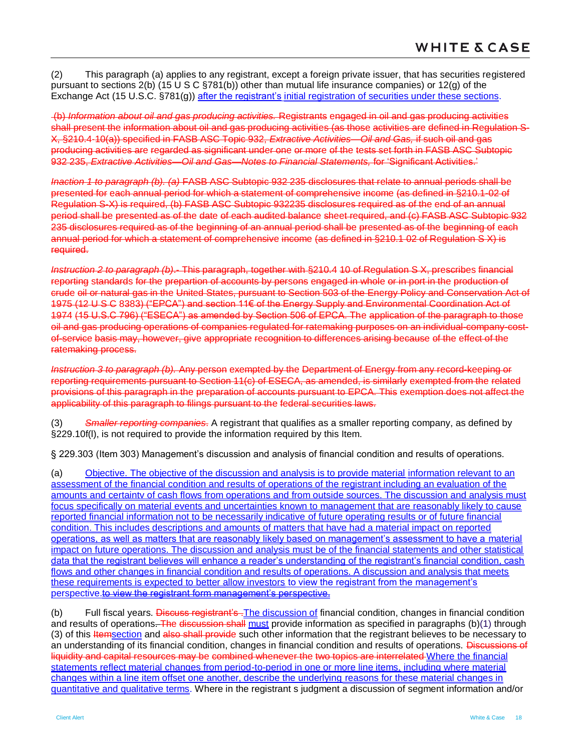(2) This paragraph (a) applies to any registrant, except a foreign private issuer, that has securities registered pursuant to sections 2(b) (15 U S C §781(b)) other than mutual life insurance companies) or 12(g) of the Exchange Act (15 U.S.C. §781(g)) after the registrant's initial registration of securities under these sections.

~~(b) *Information about oil and gas producing activities.* Registrants engaged in oil and gas producing activities shall present the information about oil and gas producing activities (as those activities are defined in Regulation S-X, §210.4-10(a)) specified in FASB ASC Topic 932, *Extractive Activities—Oil and Gas,* if such oil and gas producing activities are regarded as significant under one or more of the tests set forth in FASB ASC Subtopic 932 235, *Extractive Activities—Oil and Gas—Notes to Financial Statements,* for 'Significant Activities.'~~

~~*Inaction 1 to paragraph (b). (a)* FASB ASC Subtopic 932 235 disclosures that relate to annual periods shall be presented for each annual period for which a statement of comprehensive income (as defined in §210.1-02 of Regulation S-X) is required, (b) FASB ASC Subtopic 932235 disclosures required as of the end of an annual period shall be presented as of the date of each audited balance sheet required, and (c) FASB ASC Subtopic 932 235 disclosures required as of the beginning of an annual period shall be presented as of the beginning of each annual period for which a statement of comprehensive income (as defined in §210.1 02 of Regulation S X) is required.~~

~~*Instruction 2 to paragraph (b).*- This paragraph, together with §210.4 10 of Regulation S X, prescribes financial reporting standards for the prepartion of accounts by persons engaged in whole or in port in the production of crude oil or natural gas in the United States, pursuant to Section 503 of the Energy Policy and Conservation Act of 1975 (12 U S C 8383) ("EPCA") and section 11€ of the Energy Supply and Environmental Coordination Act of 1974 (15 U.S.C 796) ("ESECA") as amended by Section 506 of EPCA. The application of the paragraph to those oil and gas producing operations of companies regulated for ratemaking purposes on an individual-company-cost-of-service basis may, however, give appropriate recognition to differences arising because of the effect of the ratemaking process.~~

~~*Instruction 3 to paragraph (b).* Any person exempted by the Department of Energy from any record-keeping or reporting requirements pursuant to Section 11(c) of ESECA, as amended, is similarly exempted from the related provisions of this paragraph in the preparation of accounts pursuant to EPCA. This exemption does not affect the applicability of this paragraph to filings pursuant to the federal securities laws.~~

(3) ~~*Smaller reporting companies*.~~ A registrant that qualifies as a smaller reporting company, as defined by §229.10f(l), is not required to provide the information required by this Item.

§ 229.303 (Item 303) Management's discussion and analysis of financial condition and results of operations.

(a) Objective. The objective of the discussion and analysis is to provide material information relevant to an assessment of the financial condition and results of operations of the registrant including an evaluation of the amounts and certainty of cash flows from operations and from outside sources. The discussion and analysis must focus specifically on material events and uncertainties known to management that are reasonably likely to cause reported financial information not to be necessarily indicative of future operating results or of future financial condition. This includes descriptions and amounts of matters that have had a material impact on reported operations, as well as matters that are reasonably likely based on management's assessment to have a material impact on future operations. The discussion and analysis must be of the financial statements and other statistical data that the registrant believes will enhance a reader's understanding of the registrant's financial condition, cash flows and other changes in financial condition and results of operations. A discussion and analysis that meets these requirements is expected to better allow investors to view the registrant from the management's perspective.~~to view the registrant form management's perspective.~~

(b) Full fiscal years. ~~Discuss registrant's~~ The discussion of financial condition, changes in financial condition and results of operations~~. The discussion shall~~ must provide information as specified in paragraphs (b)(1) through (3) of this ~~Item~~section and ~~also shall provide~~ such other information that the registrant believes to be necessary to an understanding of its financial condition, changes in financial condition and results of operations. ~~Discussions of liquidity and capital resources may be combined whenever the two topics are interrelated~~ Where the financial statements reflect material changes from period-to-period in one or more line items, including where material changes within a line item offset one another, describe the underlying reasons for these material changes in quantitative and qualitative terms. Where in the registrant s judgment a discussion of segment information and/or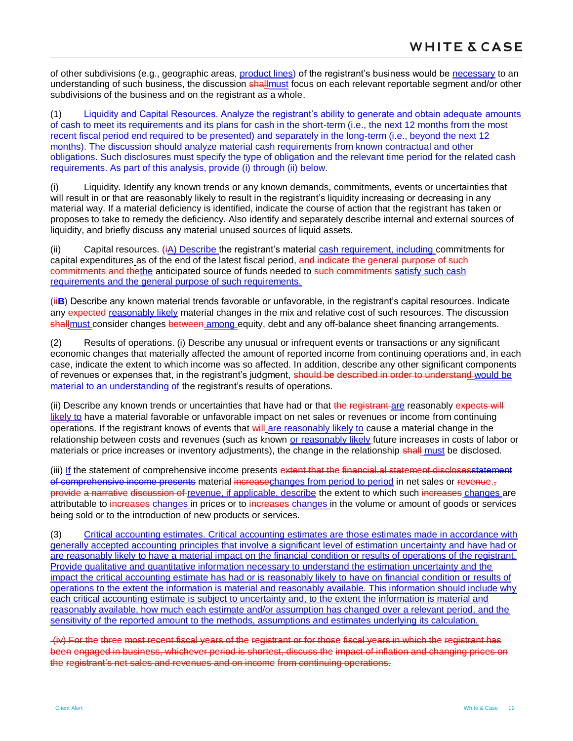of other subdivisions (e.g., geographic areas, <u>product lines</u>) of the registrant's business would be <u>necessary</u> to an understanding of such business, the discussion ~~shall~~<u>must</u> focus on each relevant reportable segment and/or other subdivisions of the business and on the registrant as a whole.

(1) Liquidity and Capital Resources. Analyze the registrant's ability to generate and obtain adequate amounts of cash to meet its requirements and its plans for cash in the short-term (i.e., the next 12 months from the most recent fiscal period end required to be presented) and separately in the long-term (i.e., beyond the next 12 months). The discussion should analyze material cash requirements from known contractual and other obligations. Such disclosures must specify the type of obligation and the relevant time period for the related cash requirements. As part of this analysis, provide (i) through (ii) below.

(i) Liquidity. Identify any known trends or any known demands, commitments, events or uncertainties that will result in or that are reasonably likely to result in the registrant's liquidity increasing or decreasing in any material way. If a material deficiency is identified, indicate the course of action that the registrant has taken or proposes to take to remedy the deficiency. Also identify and separately describe internal and external sources of liquidity, and briefly discuss any material unused sources of liquid assets.

(ii) Capital resources. (~~i~~<u>A) Describe</u> the registrant's material <u>cash requirement, including</u> commitments for capital expenditures as of the end of the latest fiscal period, ~~and indicate the general purpose of such commitments and the~~<u>the</u> anticipated source of funds needed to ~~such commitments~~ <u>satisfy such cash requirements and the general purpose of such requirements.</u>

(~~ii~~**B**) Describe any known material trends favorable or unfavorable, in the registrant's capital resources. Indicate any ~~expected~~ <u>reasonably likely</u> material changes in the mix and relative cost of such resources. The discussion ~~shall~~<u>must</u> consider changes ~~between~~ <u>among</u> equity, debt and any off-balance sheet financing arrangements.

(2) Results of operations. (i) Describe any unusual or infrequent events or transactions or any significant economic changes that materially affected the amount of reported income from continuing operations and, in each case, indicate the extent to which income was so affected. In addition, describe any other significant components of revenues or expenses that, in the registrant's judgment, ~~should be described in order to understand~~ <u>would be material to an understanding of</u> the registrant's results of operations.

(ii) Describe any known trends or uncertainties that have had or that ~~the registrant~~ <u>are</u> reasonably ~~expects will~~ <u>likely to</u> have a material favorable or unfavorable impact on net sales or income from continuing operations. If the registrant knows of events that ~~will~~ <u>are reasonably likely to</u> cause a material change in the relationship between costs and revenues (such as known <u>or reasonably likely</u> future increases in costs of labor or materials or price increases or inventory adjustments), the change in the relationship ~~shall~~ <u>must</u> be disclosed.

(iii) <u>If</u> the statement of comprehensive income presents ~~extent that the financial.al statement disclosesstatement of comprehensive income presents~~ material ~~increase~~<u>changes from period to period</u> in net sales or ~~revenue.,~~ ~~provide a narrative discussion of~~ <u>revenue, if applicable, describe</u> the extent to which such ~~increases~~ <u>changes</u> are attributable to ~~increases~~ <u>changes</u> in prices or to ~~increases~~ <u>changes</u> in the volume or amount of goods or services being sold or to the introduction of new products or services.

(3) <u>Critical accounting estimates. Critical accounting estimates are those estimates made in accordance with generally accepted accounting principles that involve a significant level of estimation uncertainty and have had or are reasonably likely to have a material impact on the financial condition or results of operations of the registrant. Provide qualitative and quantitative information necessary to understand the estimation uncertainty and the impact the critical accounting estimate has had or is reasonably likely to have on financial condition or results of operations to the extent the information is material and reasonably available. This information should include why each critical accounting estimate is subject to uncertainty and, to the extent the information is material and reasonably available, how much each estimate and/or assumption has changed over a relevant period, and the sensitivity of the reported amount to the methods, assumptions and estimates underlying its calculation.</u>

~~(iv) For the three most recent fiscal years of the registrant or for those fiscal years in which the registrant has been engaged in business, whichever period is shortest, discuss the impact of inflation and changing prices on the registrant's net sales and revenues and on income from continuing operations.~~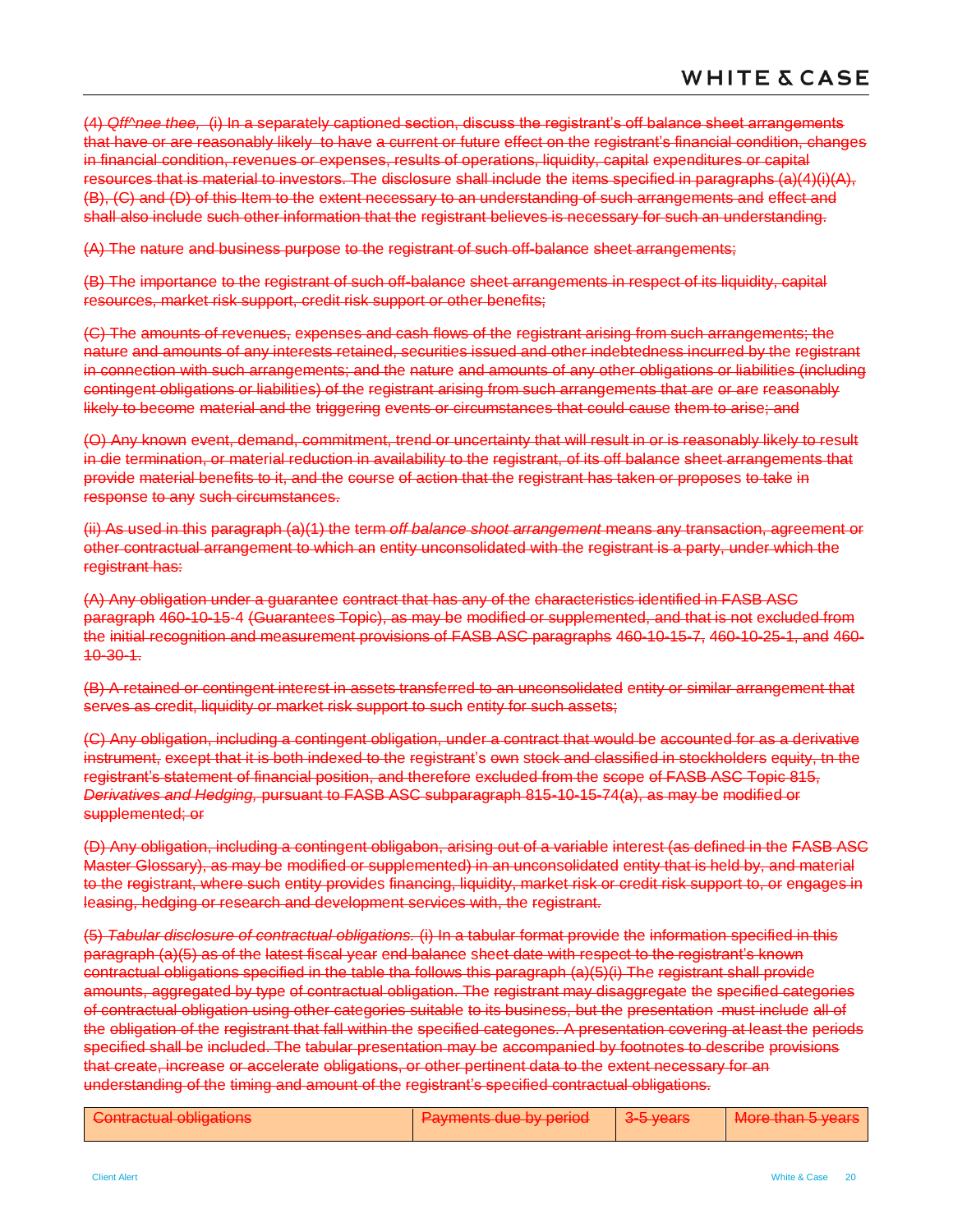~~(4) *Off^nee thee,* (i) In a separately captioned section, discuss the registrant's off balance sheet arrangements that have or are reasonably likely to have a current or future effect on the registrant's financial condition, changes in financial condition, revenues or expenses, results of operations, liquidity, capital expenditures or capital resources that is material to investors. The disclosure shall include the items specified in paragraphs (a)(4)(i)(A), (B), (C) and (D) of this Item to the extent necessary to an understanding of such arrangements and effect and shall also include such other information that the registrant believes is necessary for such an understanding.~~

~~(A) The nature and business purpose to the registrant of such off-balance sheet arrangements;~~

~~(B) The importance to the registrant of such off-balance sheet arrangements in respect of its liquidity, capital resources, market risk support, credit risk support or other benefits;~~

~~(C) The amounts of revenues, expenses and cash flows of the registrant arising from such arrangements; the nature and amounts of any interests retained, securities issued and other indebtedness incurred by the registrant in connection with such arrangements; and the nature and amounts of any other obligations or liabilities (including contingent obligations or liabilities) of the registrant arising from such arrangements that are or are reasonably likely to become material and the triggering events or circumstances that could cause them to arise; and~~

~~(O) Any known event, demand, commitment, trend or uncertainty that will result in or is reasonably likely to result in die termination, or material reduction in availability to the registrant, of its off balance sheet arrangements that provide material benefits to it, and the course of action that the registrant has taken or proposes to take in response to any such circumstances.~~

~~(ii) As used in this paragraph (a)(1) the term *off balance shoot arrangement* means any transaction, agreement or other contractual arrangement to which an entity unconsolidated with the registrant is a party, under which the registrant has:~~

~~(A) Any obligation under a guarantee contract that has any of the characteristics identified in FASB ASC paragraph 460-10-15-4 (Guarantees Topic), as may be modified or supplemented, and that is not excluded from the initial recognition and measurement provisions of FASB ASC paragraphs 460-10-15-7, 460-10-25-1, and 460-10-30-1.~~

~~(B) A retained or contingent interest in assets transferred to an unconsolidated entity or similar arrangement that serves as credit, liquidity or market risk support to such entity for such assets;~~

~~(C) Any obligation, including a contingent obligation, under a contract that would be accounted for as a derivative instrument, except that it is both indexed to the registrant's own stock and classified in stockholders equity, tn the registrant's statement of financial position, and therefore excluded from the scope of FASB ASC Topic 815, *Derivatives and Hedging,* pursuant to FASB ASC subparagraph 815-10-15-74(a), as may be modified or supplemented; or~~

~~(D) Any obligation, including a contingent obligabon, arising out of a variable interest (as defined in the FASB ASC Master Glossary), as may be modified or supplemented) in an unconsolidated entity that is held by, and material to the registrant, where such entity provides financing, liquidity, market risk or credit risk support to, or engages in leasing, hedging or research and development services with, the registrant.~~

~~(5) *Tabular disclosure of contractual obligations.* (i) In a tabular format provide the information specified in this paragraph (a)(5) as of the latest fiscal year end balance sheet date with respect to the registrant's known contractual obligations specified in the table tha follows this paragraph (a)(5)(i) The registrant shall provide amounts, aggregated by type of contractual obligation. The registrant may disaggregate the specified categories of contractual obligation using other categories suitable to its business, but the presentation must include all of the obligation of the registrant that fall within the specified categones. A presentation covering at least the periods specified shall be included. The tabular presentation may be accompanied by footnotes to describe provisions that create, increase or accelerate obligations, or other pertinent data to the extent necessary for an understanding of the timing and amount of the registrant's specified contractual obligations.~~

| ~~Contractual obligations~~ | ~~Payments due by period~~ | ~~3-5 years~~ | ~~More than 5 years~~ |
|---|---|---|---|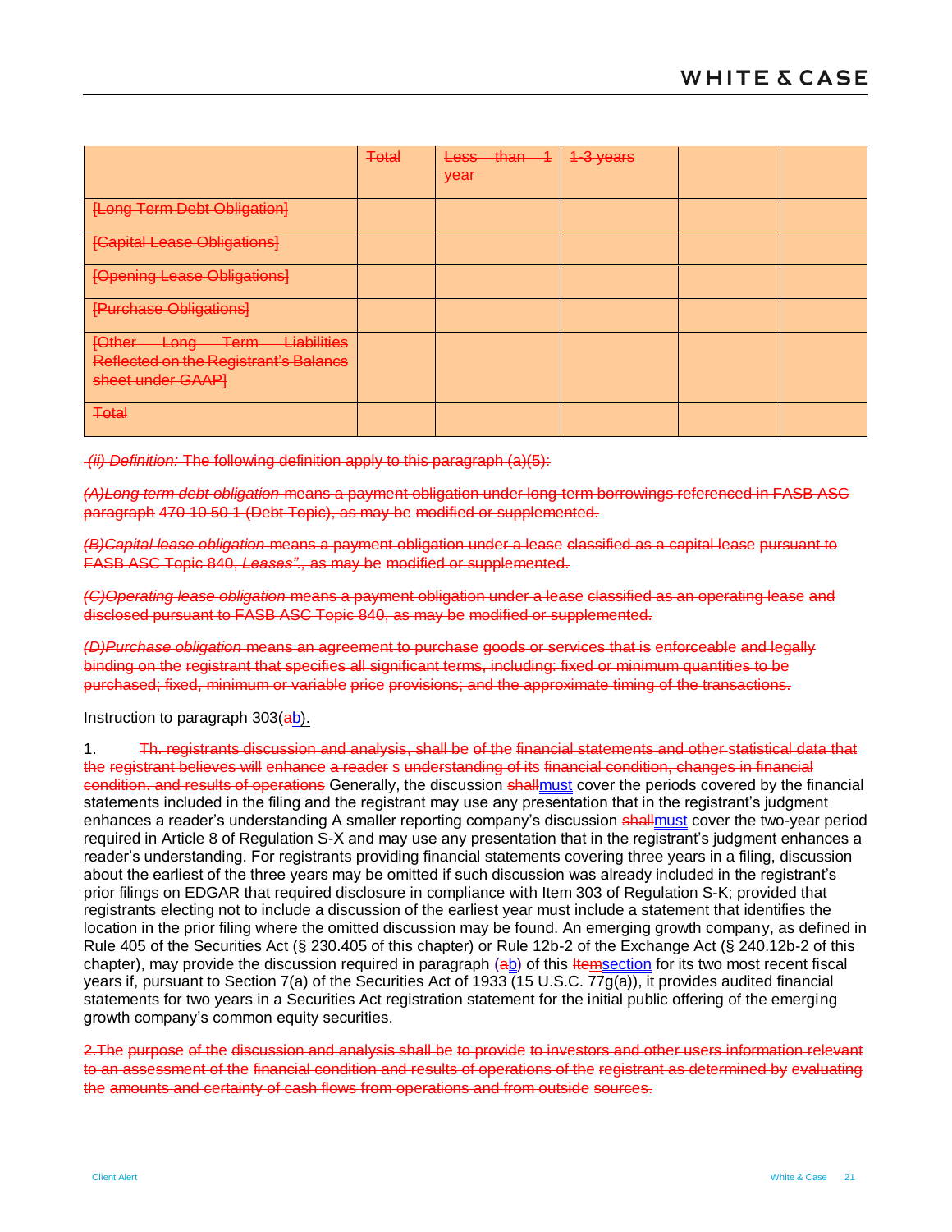| | ~~Total~~ | ~~Less than 1 year~~ | ~~1-3 years~~ | | |
|---|---|---|---|---|---|
| ~~[Long Term Debt Obligation]~~ | | | | | |
| ~~[Capital Lease Obligations]~~ | | | | | |
| ~~[Opening Lease Obligations]~~ | | | | | |
| ~~[Purchase Obligations]~~ | | | | | |
| ~~[Other Long Term Liabilities Reflected on the Registrant's Balance sheet under GAAP]~~ | | | | | |
| ~~Total~~ | | | | | |

~~*(ii) Definition:* The following definition apply to this paragraph (a)(5):~~

~~*(A)Long term debt obligation* means a payment obligation under long-term borrowings referenced in FASB ASC paragraph 470 10 50 1 (Debt Topic), as may be modified or supplemented.~~

~~*(B)Capital lease obligation* means a payment obligation under a lease classified as a capital lease pursuant to FASB ASC Topic 840, *Leases"*., as may be modified or supplemented.~~

~~*(C)Operating lease obligation* means a payment obligation under a lease classified as an operating lease and disclosed pursuant to FASB ASC Topic 840, as may be modified or supplemented.~~

~~*(D)Purchase obligation* means an agreement to purchase goods or services that is enforceable and legally binding on the registrant that specifies all significant terms, including: fixed or minimum quantities to be purchased; fixed, minimum or variable price provisions; and the approximate timing of the transactions.~~

Instruction to paragraph 303(~~a~~<u>b</u>).

1. ~~Th. registrants discussion and analysis, shall be of the financial statements and other statistical data that the registrant believes will enhance a reader s understanding of its financial condition, changes in financial condition. and results of operations~~ Generally, the discussion ~~shall~~<u>must</u> cover the periods covered by the financial statements included in the filing and the registrant may use any presentation that in the registrant's judgment enhances a reader's understanding A smaller reporting company's discussion ~~shall~~<u>must</u> cover the two-year period required in Article 8 of Regulation S-X and may use any presentation that in the registrant's judgment enhances a reader's understanding. For registrants providing financial statements covering three years in a filing, discussion about the earliest of the three years may be omitted if such discussion was already included in the registrant's prior filings on EDGAR that required disclosure in compliance with Item 303 of Regulation S-K; provided that registrants electing not to include a discussion of the earliest year must include a statement that identifies the location in the prior filing where the omitted discussion may be found. An emerging growth company, as defined in Rule 405 of the Securities Act (§ 230.405 of this chapter) or Rule 12b-2 of the Exchange Act (§ 240.12b-2 of this chapter), may provide the discussion required in paragraph (~~a~~<u>b</u>) of this ~~Item~~<u>section</u> for its two most recent fiscal years if, pursuant to Section 7(a) of the Securities Act of 1933 (15 U.S.C. 77g(a)), it provides audited financial statements for two years in a Securities Act registration statement for the initial public offering of the emerging growth company's common equity securities.

~~2.The purpose of the discussion and analysis shall be to provide to investors and other users information relevant to an assessment of the financial condition and results of operations of the registrant as determined by evaluating the amounts and certainty of cash flows from operations and from outside sources.~~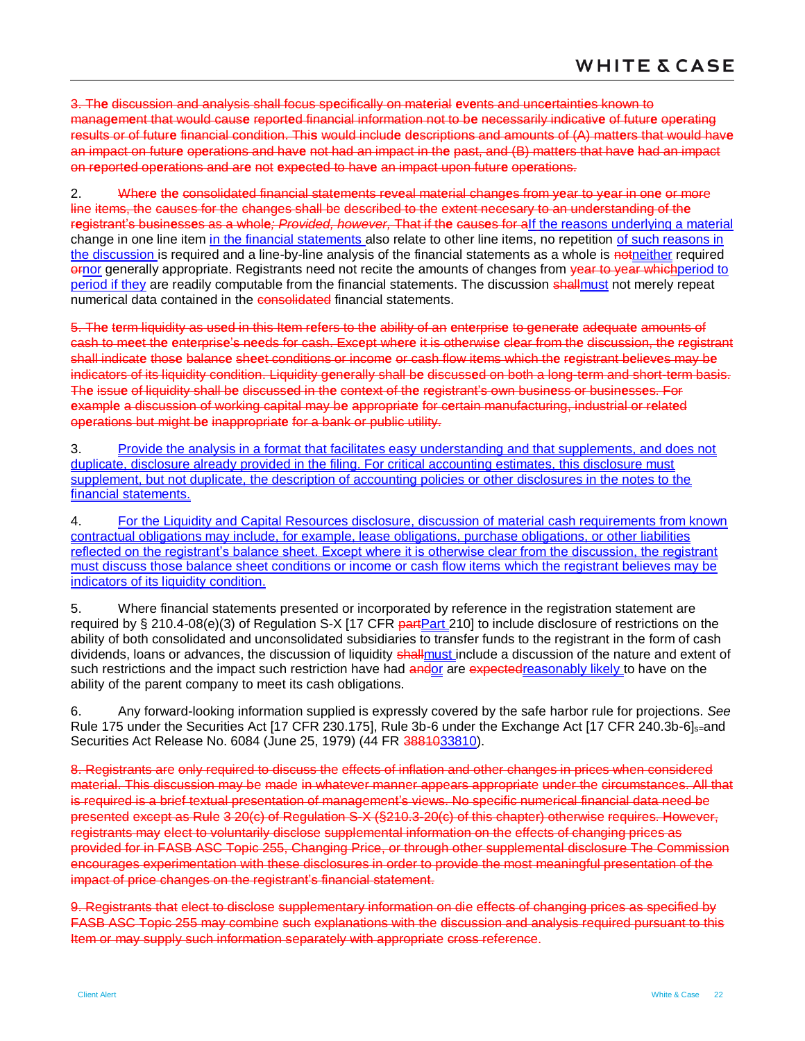~~3. The discussion and analysis shall focus specifically on material events and uncertainties known to management that would cause reported financial information not to be necessarily indicative of future operating results or of future financial condition. This would include descriptions and amounts of (A) matters that would have an impact on future operations and have not had an impact in the past, and (B) matters that have had an impact on reported operations and are not expected to have an impact upon future operations.~~

2. ~~Where the consolidated financial statements reveal material changes from year to year in one or more line items, the causes for the changes shall be described to the extent necesary to an understanding of the registrant's businesses as a whole; *Provided, however,* That if the causes for a~~If the reasons underlying a material change in one line item in the financial statements also relate to other line items, no repetition of such reasons in the discussion is required and a line-by-line analysis of the financial statements as a whole is ~~not~~neither required ~~or~~nor generally appropriate. Registrants need not recite the amounts of changes from ~~year to year which~~period to period if they are readily computable from the financial statements. The discussion ~~shall~~must not merely repeat numerical data contained in the ~~consolidated~~ financial statements.

~~5. The term liquidity as used in this Item refers to the ability of an enterprise to generate adequate amounts of cash to meet the enterprise's needs for cash. Except where it is otherwise clear from the discussion, the registrant shall indicate those balance sheet conditions or income or cash flow items which the registrant believes may be indicators of its liquidity condition. Liquidity generally shall be discussed on both a long-term and short-term basis. The issue of liquidity shall be discussed in the context of the registrant's own business or businesses. For example a discussion of working capital may be appropriate for certain manufacturing, industrial or related operations but might be inappropriate for a bank or public utility.~~

3. Provide the analysis in a format that facilitates easy understanding and that supplements, and does not duplicate, disclosure already provided in the filing. For critical accounting estimates, this disclosure must supplement, but not duplicate, the description of accounting policies or other disclosures in the notes to the financial statements.

4. For the Liquidity and Capital Resources disclosure, discussion of material cash requirements from known contractual obligations may include, for example, lease obligations, purchase obligations, or other liabilities reflected on the registrant's balance sheet. Except where it is otherwise clear from the discussion, the registrant must discuss those balance sheet conditions or income or cash flow items which the registrant believes may be indicators of its liquidity condition.

5. Where financial statements presented or incorporated by reference in the registration statement are required by § 210.4-08(e)(3) of Regulation S-X [17 CFR ~~part~~Part 210] to include disclosure of restrictions on the ability of both consolidated and unconsolidated subsidiaries to transfer funds to the registrant in the form of cash dividends, loans or advances, the discussion of liquidity ~~shall~~must include a discussion of the nature and extent of such restrictions and the impact such restriction have had ~~and~~or are ~~expected~~reasonably likely to have on the ability of the parent company to meet its cash obligations.

6. Any forward-looking information supplied is expressly covered by the safe harbor rule for projections. *See* Rule 175 under the Securities Act [17 CFR 230.175], Rule 3b-6 under the Exchange Act [17 CFR 240.3b-6]~~,~~ and Securities Act Release No. 6084 (June 25, 1979) (44 FR ~~38810~~33810).

~~8. Registrants are only required to discuss the effects of inflation and other changes in prices when considered material. This discussion may be made in whatever manner appears appropriate under the circumstances. All that is required is a brief textual presentation of management's views. No specific numerical financial data need be presented except as Rule 3-20(c) of Regulation S-X (§210.3-20(c) of this chapter) otherwise requires. However, registrants may elect to voluntarily disclose supplemental information on the effects of changing prices as provided for in FASB ASC Topic 255, Changing Price, or through other supplemental disclosure The Commission encourages experimentation with these disclosures in order to provide the most meaningful presentation of the impact of price changes on the registrant's financial statement.~~

~~9. Registrants that elect to disclose supplementary information on die effects of changing prices as specified by FASB ASC Topic 255 may combine such explanations with the discussion and analysis required pursuant to this Item or may supply such information separately with appropriate cross reference.~~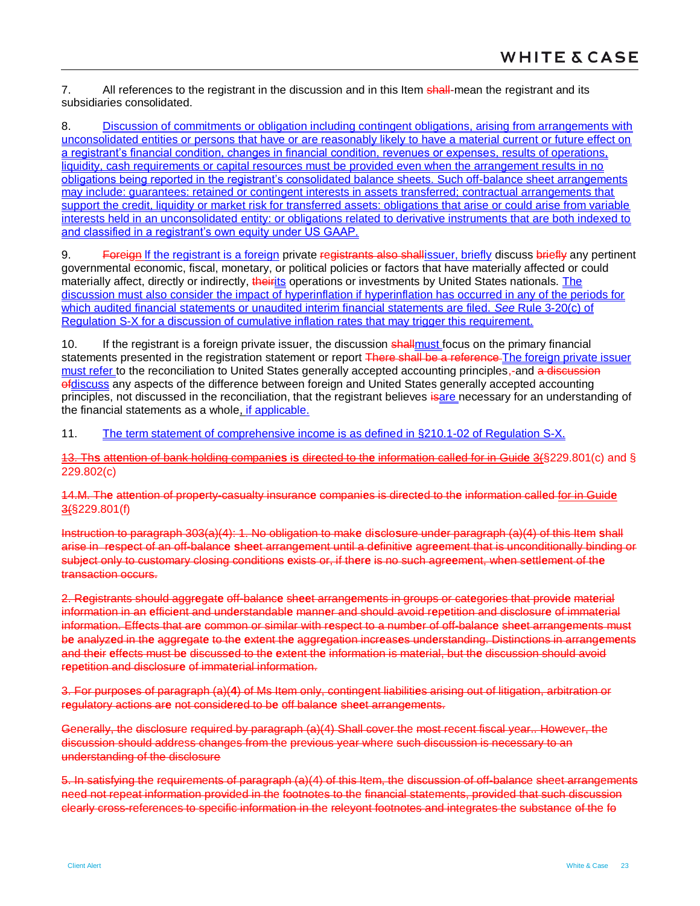7. All references to the registrant in the discussion and in this Item ~~shall~~ mean the registrant and its subsidiaries consolidated.

8. <u>Discussion of commitments or obligation including contingent obligations, arising from arrangements with unconsolidated entities or persons that have or are reasonably likely to have a material current or future effect on a registrant's financial condition, changes in financial condition, revenues or expenses, results of operations, liquidity, cash requirements or capital resources must be provided even when the arrangement results in no obligations being reported in the registrant's consolidated balance sheets. Such off-balance sheet arrangements may include: guarantees; retained or contingent interests in assets transferred; contractual arrangements that support the credit, liquidity or market risk for transferred assets; obligations that arise or could arise from variable interests held in an unconsolidated entity; or obligations related to derivative instruments that are both indexed to and classified in a registrant's own equity under US GAAP.</u>

9. ~~Foreign~~ <u>If the registrant is a foreign</u> private ~~registrants also shall~~<u>issuer, briefly</u> discuss ~~briefly~~ any pertinent governmental economic, fiscal, monetary, or political policies or factors that have materially affected or could materially affect, directly or indirectly, ~~their~~<u>its</u> operations or investments by United States nationals. <u>The discussion must also consider the impact of hyperinflation if hyperinflation has occurred in any of the periods for which audited financial statements or unaudited interim financial statements are filed. *See* Rule 3-20(c) of Regulation S-X for a discussion of cumulative inflation rates that may trigger this requirement.</u>

10. If the registrant is a foreign private issuer, the discussion ~~shall~~<u>must</u> focus on the primary financial statements presented in the registration statement or report ~~There shall be a reference~~ <u>The foreign private issuer must refer</u> to the reconciliation to United States generally accepted accounting principles~~,~~ and ~~a discussion of~~<u>discuss</u> any aspects of the difference between foreign and United States generally accepted accounting principles, not discussed in the reconciliation, that the registrant believes ~~is~~<u>are</u> necessary for an understanding of the financial statements as a whole<u>, if applicable.</u>

11. <u>The term statement of comprehensive income is as defined in §210.1-02 of Regulation S-X.</u>

~~13. Ths attention of bank holding companies is directed to the information called for in Guide 3(§229.801(c) and § 229.802(c)~~

~~14.M. The attention of property-casualty insurance companies is directed to the information called for in Guide 3(§229.801(f)~~

~~Instruction to paragraph 303(a)(4): 1. No obligation to make disclosure under paragraph (a)(4) of this Item shall arise in respect of an off-balance sheet arrangement until a definitive agreement that is unconditionally binding or subject only to customary closing conditions exists or, if there is no such agreement, when settlement of the transaction occurs.~~

~~2. Registrants should aggregate off-balance sheet arrangements in groups or categories that provide material information in an efficient and understandable manner and should avoid repetition and disclosure of immaterial information. Effects that are common or similar with respect to a number of off-balance sheet arrangements must be analyzed in the aggregate to the extent the aggregation increases understanding. Distinctions in arrangements and their effects must be discussed to the extent the information is material, but the discussion should avoid repetition and disclosure of immaterial information.~~

~~3. For purposes of paragraph (a)(4) of Ms Item only, contingent liabilities arising out of litigation, arbitration or regulatory actions are not considered to be off balance sheet arrangements.~~

~~Generally, the disclosure required by paragraph (a)(4) Shall cover the most recent fiscal year.. However, the discussion should address changes from the previous year where such discussion is necessary to an understanding of the disclosure~~

~~5. In satisfying the requirements of paragraph (a)(4) of this Item, the discussion of off-balance sheet arrangements need not repeat information provided in the footnotes to the financial statements, provided that such discussion clearly cross-references to specific information in the releyont footnotes and integrates the substance of the fo~~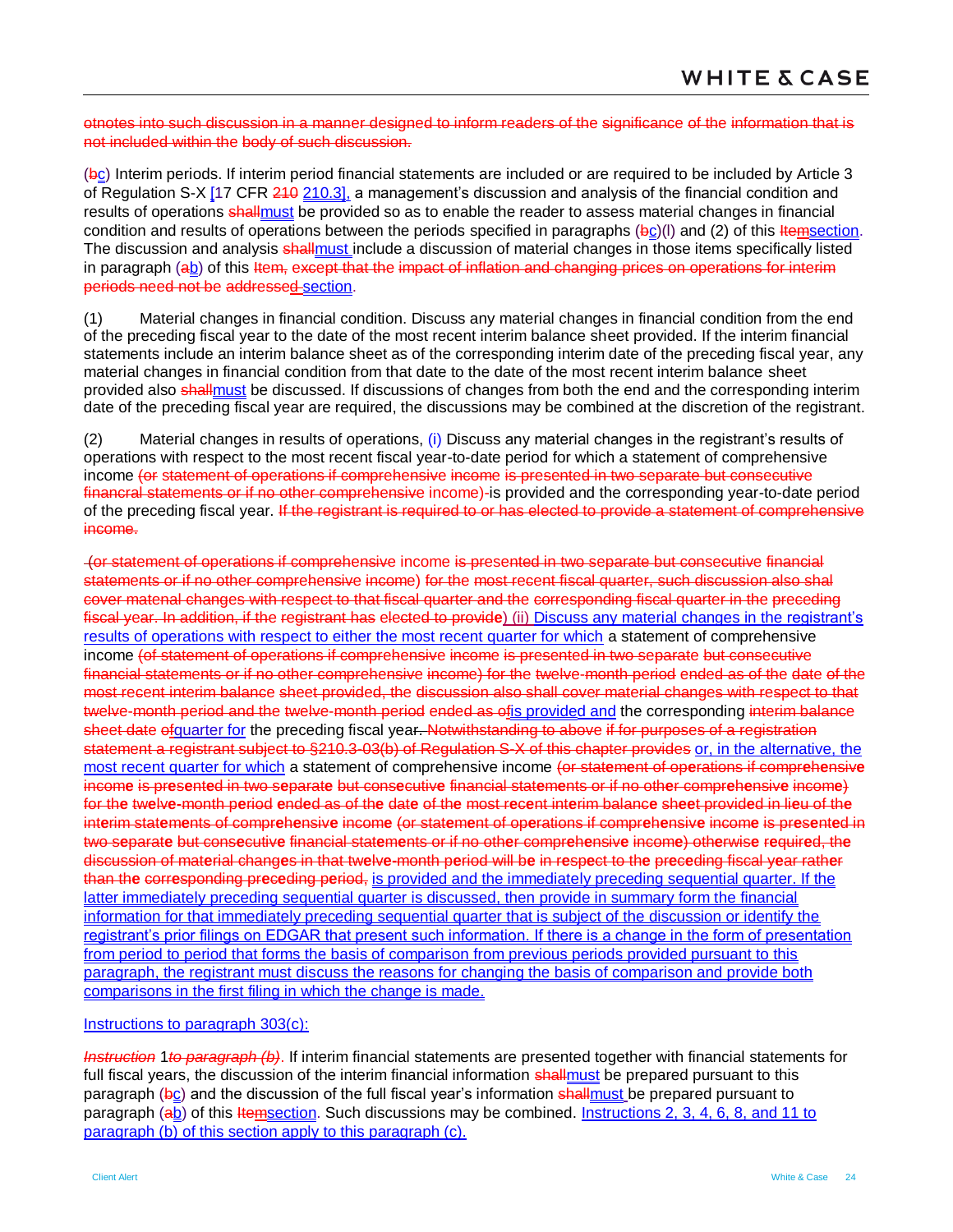otnotes into such discussion in a manner designed to inform readers of the significance of the information that is not included within the body of such discussion.

(bc) Interim periods. If interim period financial statements are included or are required to be included by Article 3 of Regulation S-X [17 CFR 210 210.3], a management's discussion and analysis of the financial condition and results of operations shallmust be provided so as to enable the reader to assess material changes in financial condition and results of operations between the periods specified in paragraphs (bc)(l) and (2) of this Itemsection. The discussion and analysis shallmust include a discussion of material changes in those items specifically listed in paragraph (ab) of this Item, except that the impact of inflation and changing prices on operations for interim periods need not be addressed section.

(1) Material changes in financial condition. Discuss any material changes in financial condition from the end of the preceding fiscal year to the date of the most recent interim balance sheet provided. If the interim financial statements include an interim balance sheet as of the corresponding interim date of the preceding fiscal year, any material changes in financial condition from that date to the date of the most recent interim balance sheet provided also shallmust be discussed. If discussions of changes from both the end and the corresponding interim date of the preceding fiscal year are required, the discussions may be combined at the discretion of the registrant.

(2) Material changes in results of operations, (i) Discuss any material changes in the registrant's results of operations with respect to the most recent fiscal year-to-date period for which a statement of comprehensive income (or statement of operations if comprehensive income is presented in two separate but consecutive financral statements or if no other comprehensive income)-is provided and the corresponding year-to-date period of the preceding fiscal year. If the registrant is required to or has elected to provide a statement of comprehensive income.

-(or statement of operations if comprehensive income is presented in two separate but consecutive financial statements or if no other comprehensive income) for the most recent fiscal quarter, such discussion also shal cover matenal changes with respect to that fiscal quarter and the corresponding fiscal quarter in the preceding fiscal year. In addition, if the registrant has elected to provide) (ii) Discuss any material changes in the registrant's results of operations with respect to either the most recent quarter for which a statement of comprehensive income (of statement of operations if comprehensive income is presented in two separate but consecutive financial statements or if no other comprehensive income) for the twelve-month period ended as of the date of the most recent interim balance sheet provided, the discussion also shall cover material changes with respect to that twelve-month period and the twelve-month period ended as ofis provided and the corresponding interim balance sheet date ofquarter for the preceding fiscal year. Notwithstanding to above if for purposes of a registration statement a registrant subject to §210.3-03(b) of Regulation S-X of this chapter provides or, in the alternative, the most recent quarter for which a statement of comprehensive income (or statement of operations if comprehensive income is presented in two separate but consecutive financial statements or if no other comprehensive income) for the twelve-month period ended as of the date of the most recent interim balance sheet provided in lieu of the interim statements of comprehensive income (or statement of operations if comprehensive income is presented in two separate but consecutive financial statements or if no other comprehensive income) otherwise required, the discussion of material changes in that twelve-month period will be in respect to the preceding fiscal year rather than the corresponding preceding period, is provided and the immediately preceding sequential quarter. If the latter immediately preceding sequential quarter is discussed, then provide in summary form the financial information for that immediately preceding sequential quarter that is subject of the discussion or identify the registrant's prior filings on EDGAR that present such information. If there is a change in the form of presentation from period to period that forms the basis of comparison from previous periods provided pursuant to this paragraph, the registrant must discuss the reasons for changing the basis of comparison and provide both comparisons in the first filing in which the change is made.

Instructions to paragraph 303(c):

*Instruction* 1*to paragraph (b)*. If interim financial statements are presented together with financial statements for full fiscal years, the discussion of the interim financial information shallmust be prepared pursuant to this paragraph (bc) and the discussion of the full fiscal year's information shallmust be prepared pursuant to paragraph (ab) of this Itemsection. Such discussions may be combined. Instructions 2, 3, 4, 6, 8, and 11 to paragraph (b) of this section apply to this paragraph (c).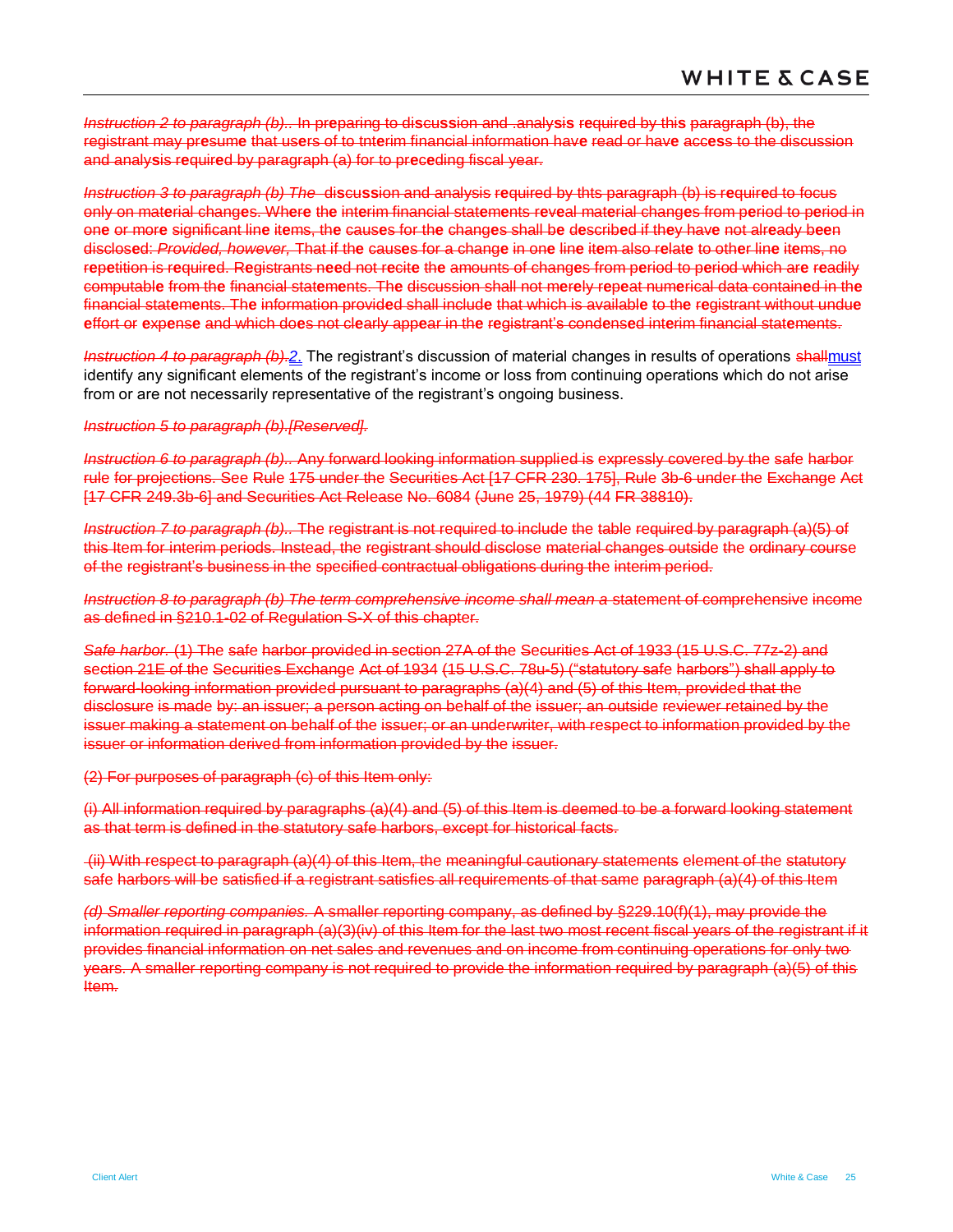~~*Instruction 2 to paragraph (b).*. In preparing to discussion and .analysis required by this paragraph (b), the registrant may presume that users of to tnterim financial information have read or have access to the discussion and analysis required by paragraph (a) for to preceding fiscal year.~~

~~*Instruction 3 to paragraph (b) The* discussion and analysis required by thts paragraph (b) is required to focus only on material changes. Where the interim financial statements reveal material changes from period to period in one or more significant line items, the causes for the changes shall be described if they have not already been disclosed: *Provided, however,* That if the causes for a change in one line item also relate to other line items, no repetition is required. Registrants need not recite the amounts of changes from period to period which are readily computable from the financial statements. The discussion shall not merely repeat numerical data contained in the financial statements. The information provided shall include that which is available to the registrant without undue effort or expense and which does not clearly appear in the registrant's condensed interim financial statements.~~

~~*Instruction 4 to paragraph (b).*~~*2.* The registrant's discussion of material changes in results of operations ~~shall~~must identify any significant elements of the registrant's income or loss from continuing operations which do not arise from or are not necessarily representative of the registrant's ongoing business.

~~*Instruction 5 to paragraph (b).[Reserved].*~~

~~*Instruction 6 to paragraph (b).*. Any forward looking information supplied is expressly covered by the safe harbor rule for projections. See Rule 175 under the Securities Act [17 CFR 230. 175], Rule 3b-6 under the Exchange Act [17 CFR 249.3b-6] and Securities Act Release No. 6084 (June 25, 1979) (44 FR 38810).~~

~~*Instruction 7 to paragraph (b).*. The registrant is not required to include the table required by paragraph (a)(5) of this Item for interim periods. Instead, the registrant should disclose material changes outside the ordinary course of the registrant's business in the specified contractual obligations during the interim period.~~

~~*Instruction 8 to paragraph (b) The term comprehensive income shall mean a* statement of comprehensive income as defined in §210.1-02 of Regulation S-X of this chapter.~~

~~*Safe harbor.* (1) The safe harbor provided in section 27A of the Securities Act of 1933 (15 U.S.C. 77z-2) and section 21E of the Securities Exchange Act of 1934 (15 U.S.C. 78u-5) ("statutory safe harbors") shall apply to forward-looking information provided pursuant to paragraphs (a)(4) and (5) of this Item, provided that the disclosure is made by: an issuer; a person acting on behalf of the issuer; an outside reviewer retained by the issuer making a statement on behalf of the issuer; or an underwriter, with respect to information provided by the issuer or information derived from information provided by the issuer.~~

~~(2) For purposes of paragraph (c) of this Item only:~~

~~(i) All information required by paragraphs (a)(4) and (5) of this Item is deemed to be a forward looking statement as that term is defined in the statutory safe harbors, except for historical facts.~~

~~(ii) With respect to paragraph (a)(4) of this Item, the meaningful cautionary statements element of the statutory safe harbors will be satisfied if a registrant satisfies all requirements of that same paragraph (a)(4) of this Item~~

~~*(d) Smaller reporting companies.* A smaller reporting company, as defined by §229.10(f)(1), may provide the information required in paragraph (a)(3)(iv) of this Item for the last two most recent fiscal years of the registrant if it provides financial information on net sales and revenues and on income from continuing operations for only two years. A smaller reporting company is not required to provide the information required by paragraph (a)(5) of this Item.~~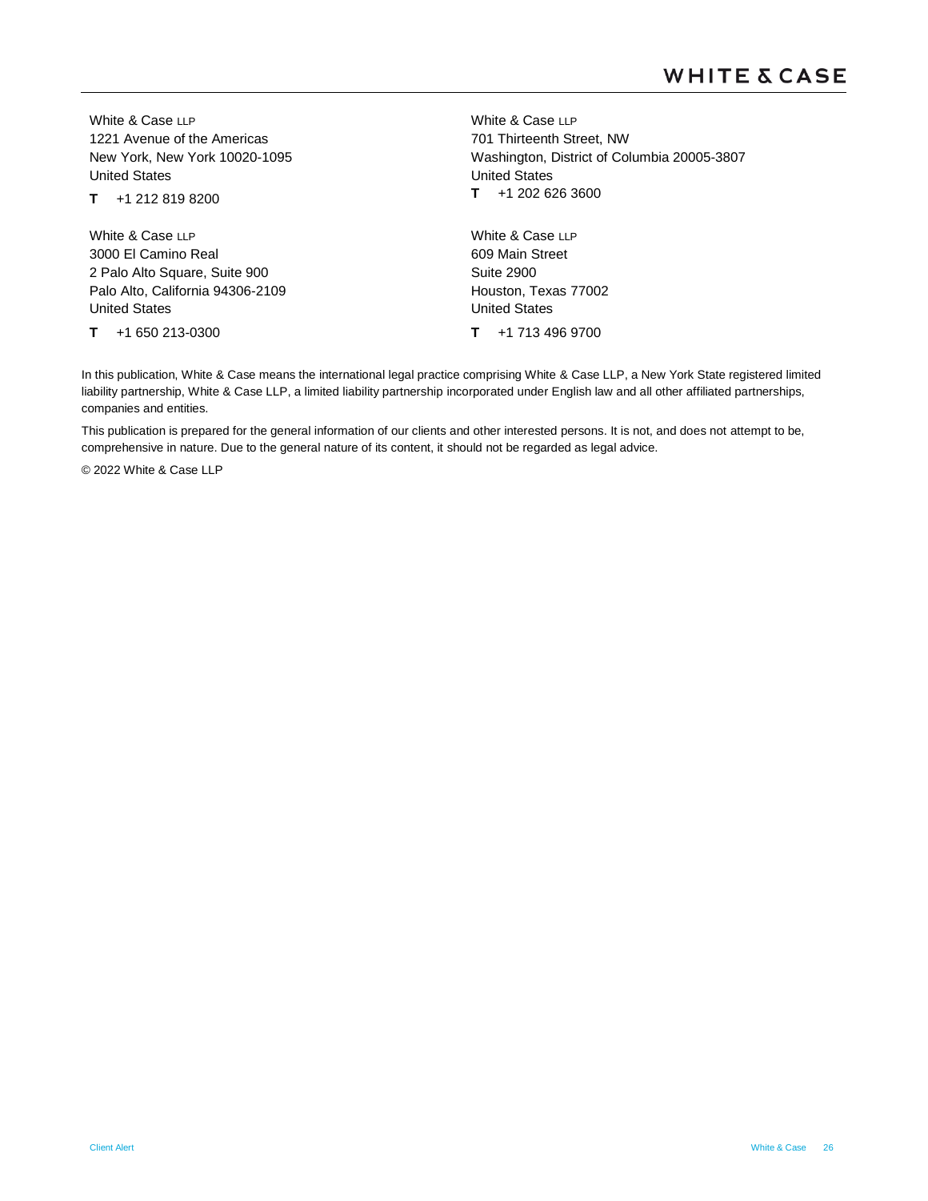White & Case LLP
1221 Avenue of the Americas
New York, New York 10020-1095
United States

**T** +1 212 819 8200

White & Case LLP
701 Thirteenth Street, NW
Washington, District of Columbia 20005-3807
United States

**T** +1 202 626 3600

White & Case LLP
3000 El Camino Real
2 Palo Alto Square, Suite 900
Palo Alto, California 94306-2109
United States

**T** +1 650 213-0300

White & Case LLP
609 Main Street
Suite 2900
Houston, Texas 77002
United States

**T** +1 713 496 9700

In this publication, White & Case means the international legal practice comprising White & Case LLP, a New York State registered limited liability partnership, White & Case LLP, a limited liability partnership incorporated under English law and all other affiliated partnerships, companies and entities.

This publication is prepared for the general information of our clients and other interested persons. It is not, and does not attempt to be, comprehensive in nature. Due to the general nature of its content, it should not be regarded as legal advice.

© 2022 White & Case LLP